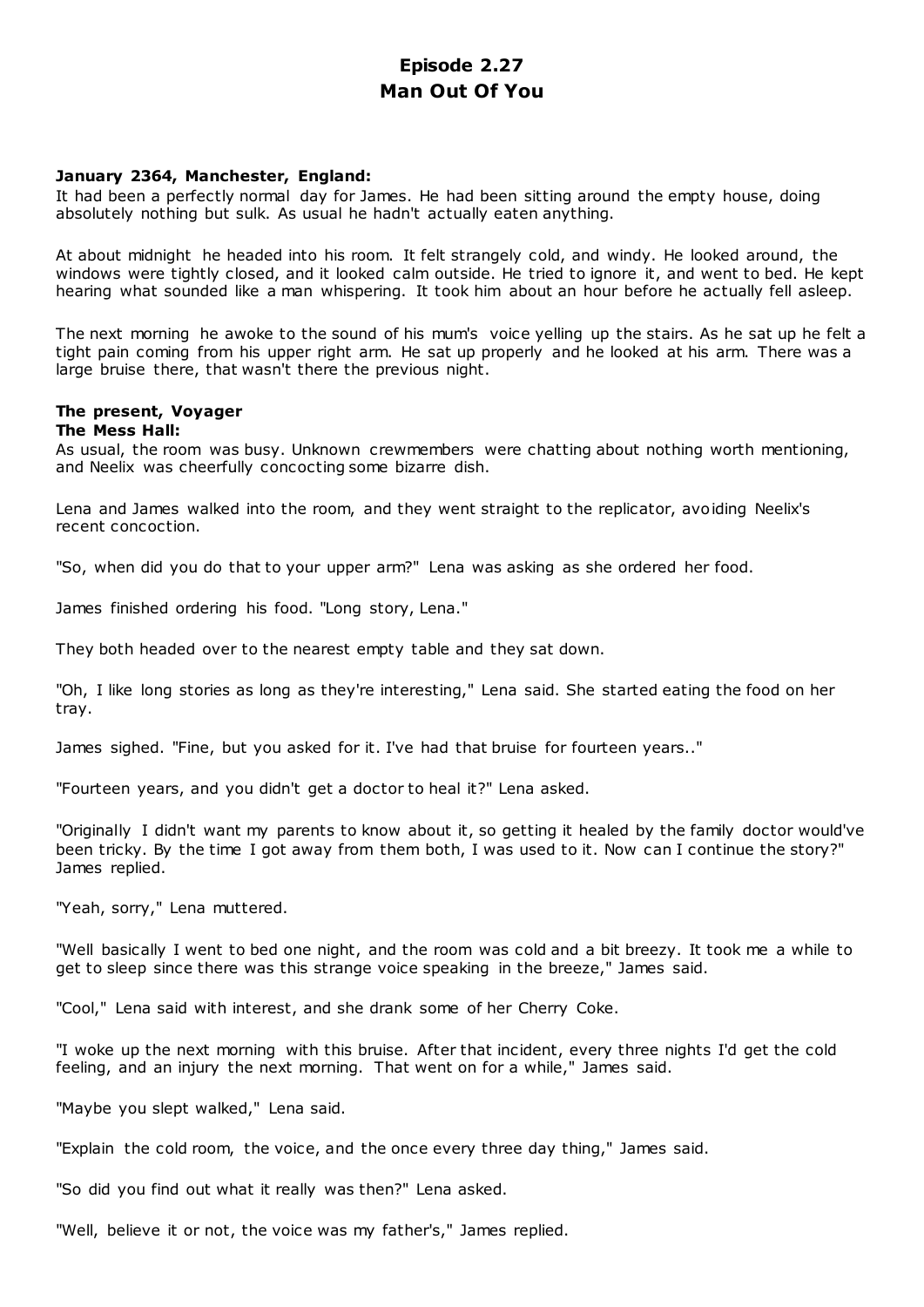# Episode 2.27
# Man Out Of You

**January 2364, Manchester, England:**

It had been a perfectly normal day for James. He had been sitting around the empty house, doing absolutely nothing but sulk. As usual he hadn't actually eaten anything.

At about midnight he headed into his room. It felt strangely cold, and windy. He looked around, the windows were tightly closed, and it looked calm outside. He tried to ignore it, and went to bed. He kept hearing what sounded like a man whispering. It took him about an hour before he actually fell asleep.

The next morning he awoke to the sound of his mum's voice yelling up the stairs. As he sat up he felt a tight pain coming from his upper right arm. He sat up properly and he looked at his arm. There was a large bruise there, that wasn't there the previous night.

**The present, Voyager**
**The Mess Hall:**

As usual, the room was busy. Unknown crewmembers were chatting about nothing worth mentioning, and Neelix was cheerfully concocting some bizarre dish.

Lena and James walked into the room, and they went straight to the replicator, avoiding Neelix's recent concoction.

"So, when did you do that to your upper arm?" Lena was asking as she ordered her food.

James finished ordering his food. "Long story, Lena."

They both headed over to the nearest empty table and they sat down.

"Oh, I like long stories as long as they're interesting," Lena said. She started eating the food on her tray.

James sighed. "Fine, but you asked for it. I've had that bruise for fourteen years.."

"Fourteen years, and you didn't get a doctor to heal it?" Lena asked.

"Originally I didn't want my parents to know about it, so getting it healed by the family doctor would've been tricky. By the time I got away from them both, I was used to it. Now can I continue the story?" James replied.

"Yeah, sorry," Lena muttered.

"Well basically I went to bed one night, and the room was cold and a bit breezy. It took me a while to get to sleep since there was this strange voice speaking in the breeze," James said.

"Cool," Lena said with interest, and she drank some of her Cherry Coke.

"I woke up the next morning with this bruise. After that incident, every three nights I'd get the cold feeling, and an injury the next morning. That went on for a while," James said.

"Maybe you slept walked," Lena said.

"Explain the cold room, the voice, and the once every three day thing," James said.

"So did you find out what it really was then?" Lena asked.

"Well, believe it or not, the voice was my father's," James replied.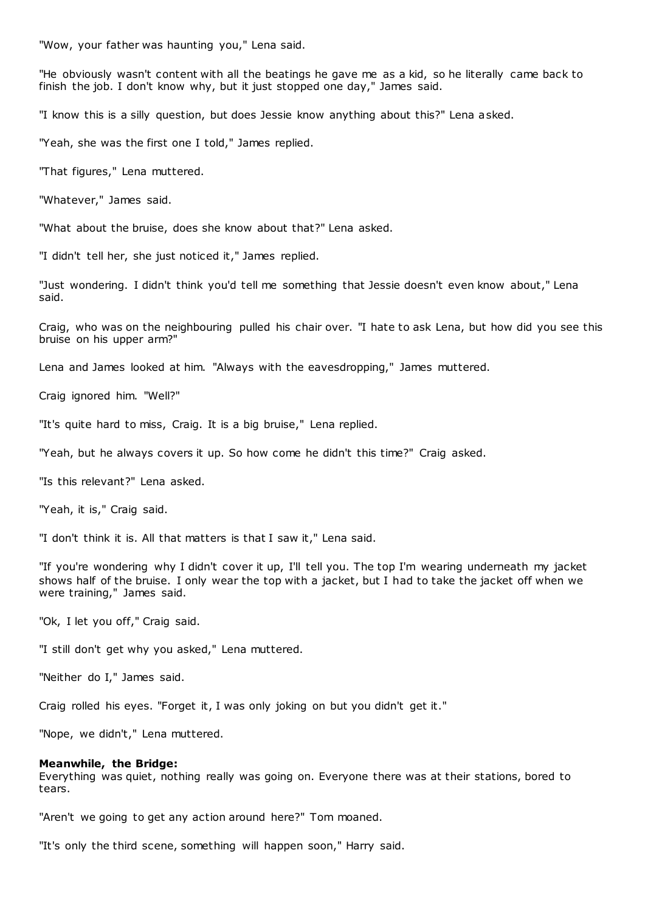"Wow, your father was haunting you," Lena said.

"He obviously wasn't content with all the beatings he gave me as a kid, so he literally came back to finish the job. I don't know why, but it just stopped one day," James said.

"I know this is a silly question, but does Jessie know anything about this?" Lena asked.

"Yeah, she was the first one I told," James replied.

"That figures," Lena muttered.

"Whatever," James said.

"What about the bruise, does she know about that?" Lena asked.

"I didn't tell her, she just noticed it," James replied.

"Just wondering. I didn't think you'd tell me something that Jessie doesn't even know about," Lena said.

Craig, who was on the neighbouring pulled his chair over. "I hate to ask Lena, but how did you see this bruise on his upper arm?"

Lena and James looked at him. "Always with the eavesdropping," James muttered.

Craig ignored him. "Well?"

"It's quite hard to miss, Craig. It is a big bruise," Lena replied.

"Yeah, but he always covers it up. So how come he didn't this time?" Craig asked.

"Is this relevant?" Lena asked.

"Yeah, it is," Craig said.

"I don't think it is. All that matters is that I saw it," Lena said.

"If you're wondering why I didn't cover it up, I'll tell you. The top I'm wearing underneath my jacket shows half of the bruise. I only wear the top with a jacket, but I had to take the jacket off when we were training," James said.

"Ok, I let you off," Craig said.

"I still don't get why you asked," Lena muttered.

"Neither do I," James said.

Craig rolled his eyes. "Forget it, I was only joking on but you didn't get it."

"Nope, we didn't," Lena muttered.

**Meanwhile, the Bridge:**
Everything was quiet, nothing really was going on. Everyone there was at their stations, bored to tears.

"Aren't we going to get any action around here?" Tom moaned.

"It's only the third scene, something will happen soon," Harry said.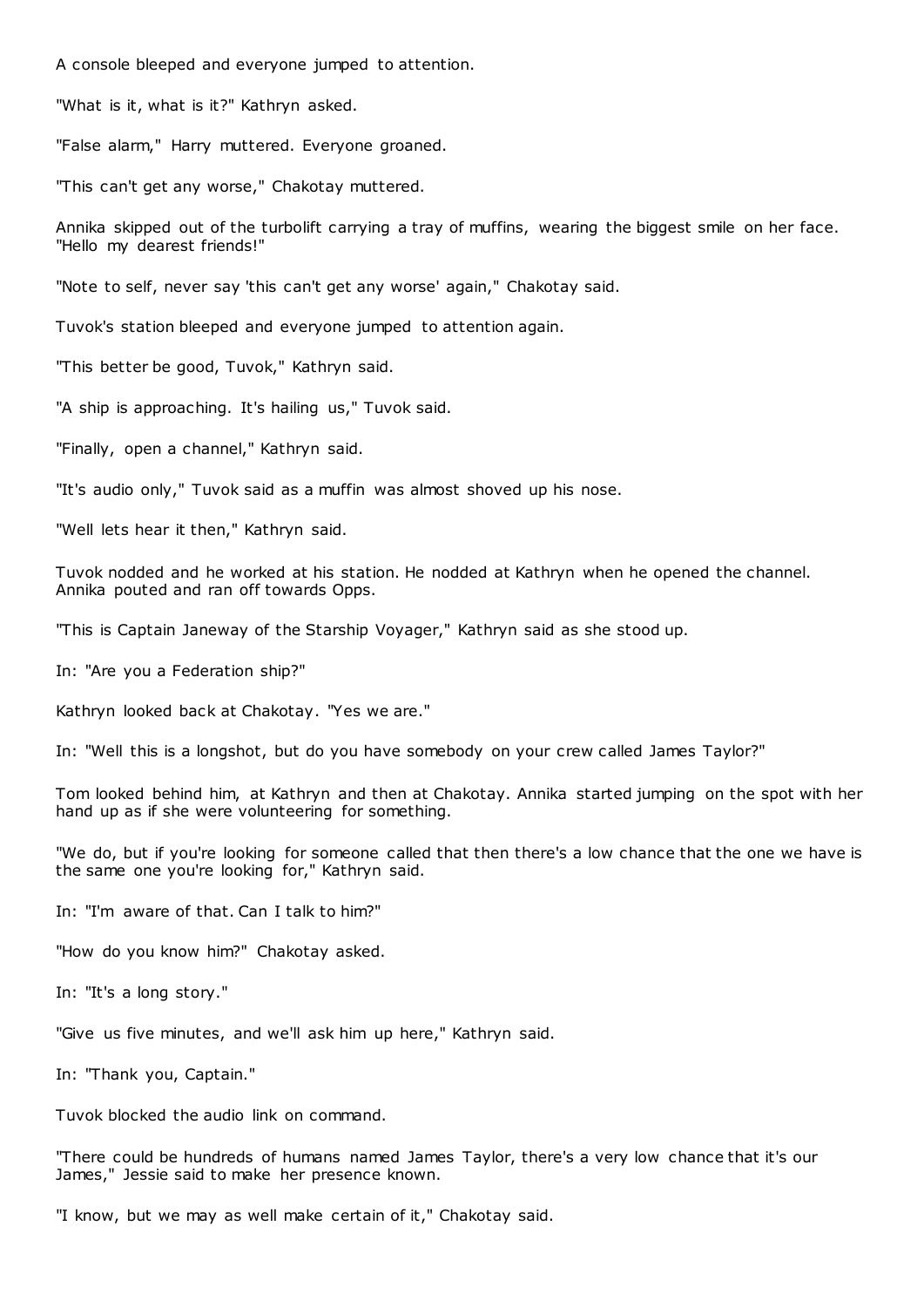A console bleeped and everyone jumped to attention.

"What is it, what is it?" Kathryn asked.

"False alarm," Harry muttered. Everyone groaned.

"This can't get any worse," Chakotay muttered.

Annika skipped out of the turbolift carrying a tray of muffins, wearing the biggest smile on her face. "Hello my dearest friends!"

"Note to self, never say 'this can't get any worse' again," Chakotay said.

Tuvok's station bleeped and everyone jumped to attention again.

"This better be good, Tuvok," Kathryn said.

"A ship is approaching. It's hailing us," Tuvok said.

"Finally, open a channel," Kathryn said.

"It's audio only," Tuvok said as a muffin was almost shoved up his nose.

"Well lets hear it then," Kathryn said.

Tuvok nodded and he worked at his station. He nodded at Kathryn when he opened the channel. Annika pouted and ran off towards Opps.

"This is Captain Janeway of the Starship Voyager," Kathryn said as she stood up.

In: "Are you a Federation ship?"

Kathryn looked back at Chakotay. "Yes we are."

In: "Well this is a longshot, but do you have somebody on your crew called James Taylor?"

Tom looked behind him, at Kathryn and then at Chakotay. Annika started jumping on the spot with her hand up as if she were volunteering for something.

"We do, but if you're looking for someone called that then there's a low chance that the one we have is the same one you're looking for," Kathryn said.

In: "I'm aware of that. Can I talk to him?"

"How do you know him?" Chakotay asked.

In: "It's a long story."

"Give us five minutes, and we'll ask him up here," Kathryn said.

In: "Thank you, Captain."

Tuvok blocked the audio link on command.

"There could be hundreds of humans named James Taylor, there's a very low chance that it's our James," Jessie said to make her presence known.

"I know, but we may as well make certain of it," Chakotay said.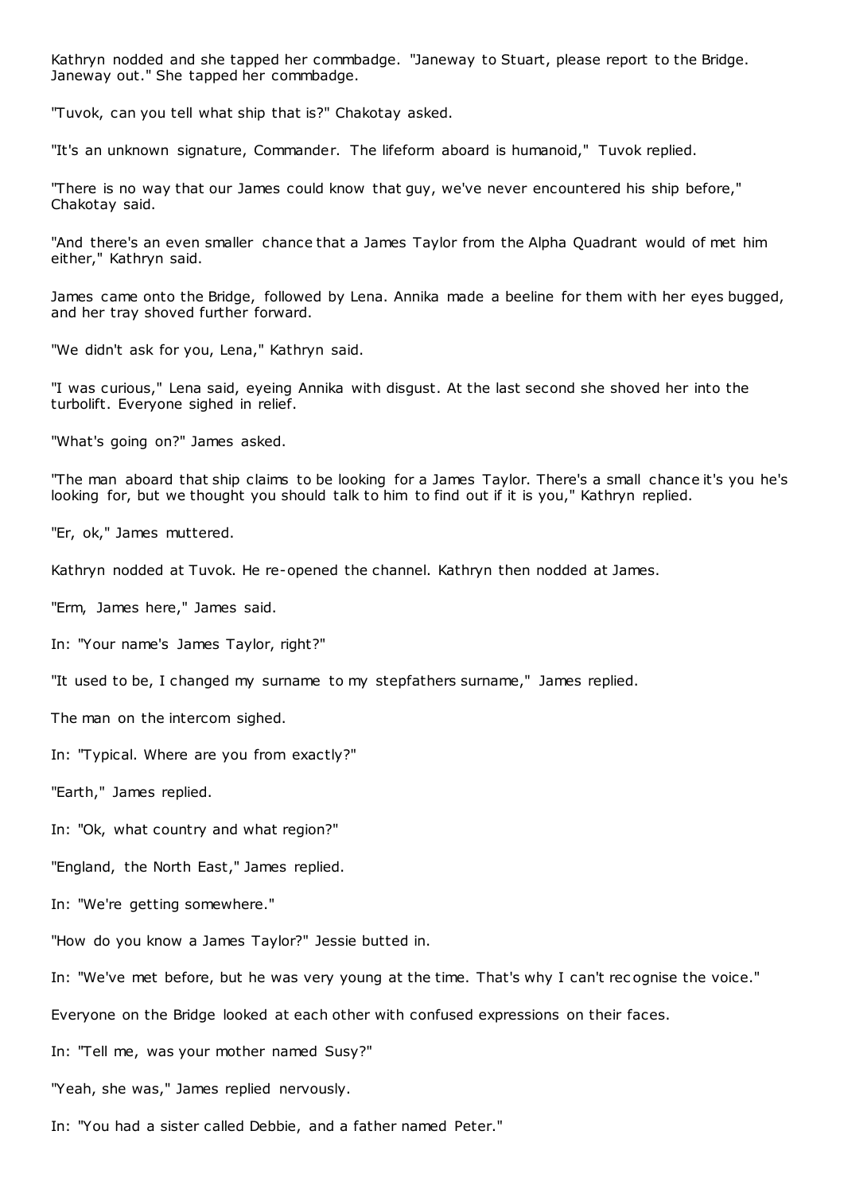Kathryn nodded and she tapped her commbadge. "Janeway to Stuart, please report to the Bridge. Janeway out." She tapped her commbadge.

"Tuvok, can you tell what ship that is?" Chakotay asked.

"It's an unknown signature, Commander. The lifeform aboard is humanoid," Tuvok replied.

"There is no way that our James could know that guy, we've never encountered his ship before," Chakotay said.

"And there's an even smaller chance that a James Taylor from the Alpha Quadrant would of met him either," Kathryn said.

James came onto the Bridge, followed by Lena. Annika made a beeline for them with her eyes bugged, and her tray shoved further forward.

"We didn't ask for you, Lena," Kathryn said.

"I was curious," Lena said, eyeing Annika with disgust. At the last second she shoved her into the turbolift. Everyone sighed in relief.

"What's going on?" James asked.

"The man aboard that ship claims to be looking for a James Taylor. There's a small chance it's you he's looking for, but we thought you should talk to him to find out if it is you," Kathryn replied.

"Er, ok," James muttered.

Kathryn nodded at Tuvok. He re-opened the channel. Kathryn then nodded at James.

"Erm, James here," James said.

In: "Your name's James Taylor, right?"

"It used to be, I changed my surname to my stepfathers surname," James replied.

The man on the intercom sighed.

In: "Typical. Where are you from exactly?"

"Earth," James replied.

In: "Ok, what country and what region?"

"England, the North East," James replied.

In: "We're getting somewhere."

"How do you know a James Taylor?" Jessie butted in.

In: "We've met before, but he was very young at the time. That's why I can't recognise the voice."

Everyone on the Bridge looked at each other with confused expressions on their faces.

In: "Tell me, was your mother named Susy?"

"Yeah, she was," James replied nervously.

In: "You had a sister called Debbie, and a father named Peter."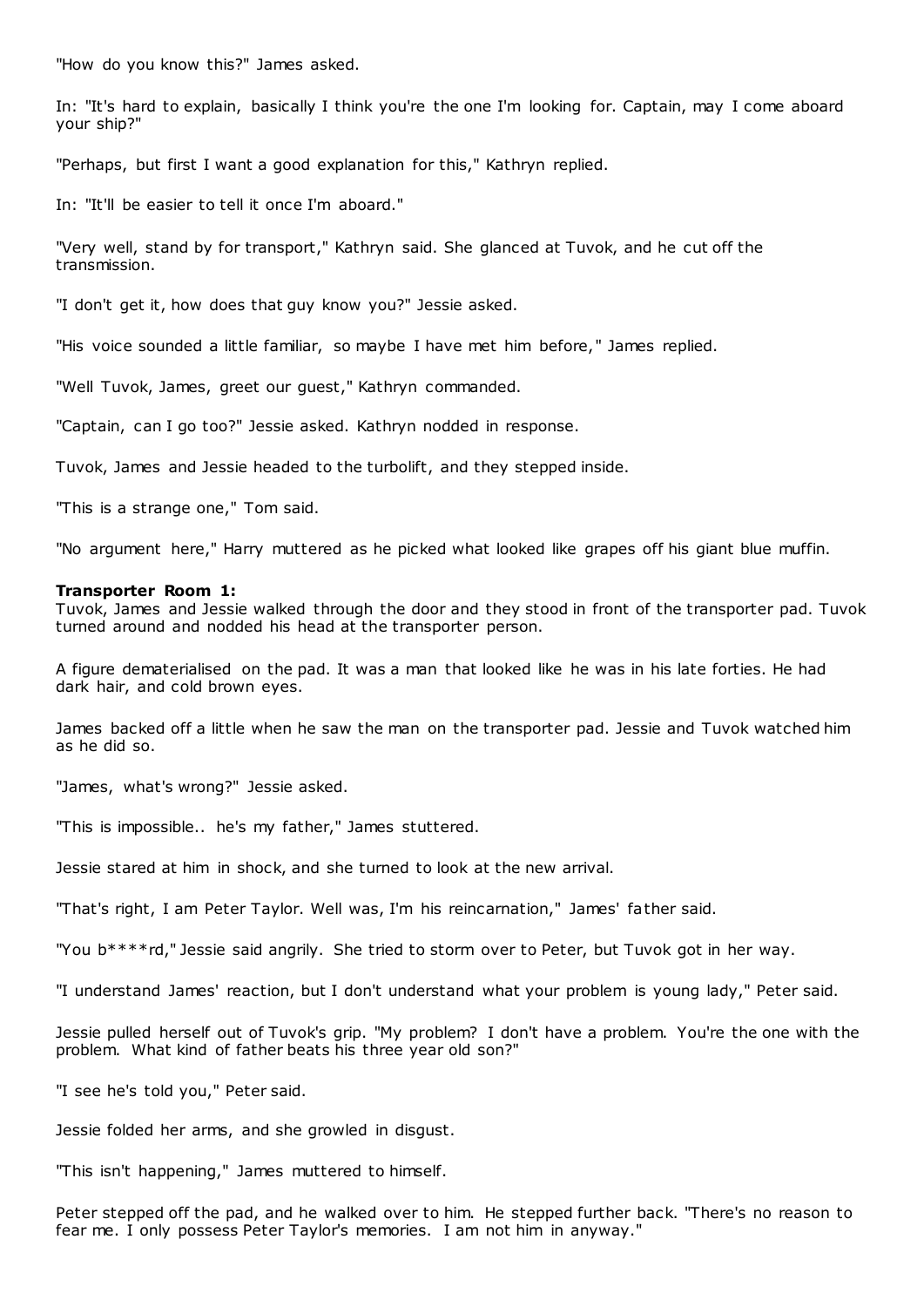"How do you know this?" James asked.

In: "It's hard to explain, basically I think you're the one I'm looking for. Captain, may I come aboard your ship?"

"Perhaps, but first I want a good explanation for this," Kathryn replied.

In: "It'll be easier to tell it once I'm aboard."

"Very well, stand by for transport," Kathryn said. She glanced at Tuvok, and he cut off the transmission.

"I don't get it, how does that guy know you?" Jessie asked.

"His voice sounded a little familiar, so maybe I have met him before," James replied.

"Well Tuvok, James, greet our guest," Kathryn commanded.

"Captain, can I go too?" Jessie asked. Kathryn nodded in response.

Tuvok, James and Jessie headed to the turbolift, and they stepped inside.

"This is a strange one," Tom said.

"No argument here," Harry muttered as he picked what looked like grapes off his giant blue muffin.

**Transporter Room 1:**
Tuvok, James and Jessie walked through the door and they stood in front of the transporter pad. Tuvok turned around and nodded his head at the transporter person.

A figure dematerialised on the pad. It was a man that looked like he was in his late forties. He had dark hair, and cold brown eyes.

James backed off a little when he saw the man on the transporter pad. Jessie and Tuvok watched him as he did so.

"James, what's wrong?" Jessie asked.

"This is impossible.. he's my father," James stuttered.

Jessie stared at him in shock, and she turned to look at the new arrival.

"That's right, I am Peter Taylor. Well was, I'm his reincarnation," James' father said.

"You b****rd," Jessie said angrily. She tried to storm over to Peter, but Tuvok got in her way.

"I understand James' reaction, but I don't understand what your problem is young lady," Peter said.

Jessie pulled herself out of Tuvok's grip. "My problem? I don't have a problem. You're the one with the problem. What kind of father beats his three year old son?"

"I see he's told you," Peter said.

Jessie folded her arms, and she growled in disgust.

"This isn't happening," James muttered to himself.

Peter stepped off the pad, and he walked over to him. He stepped further back. "There's no reason to fear me. I only possess Peter Taylor's memories. I am not him in anyway."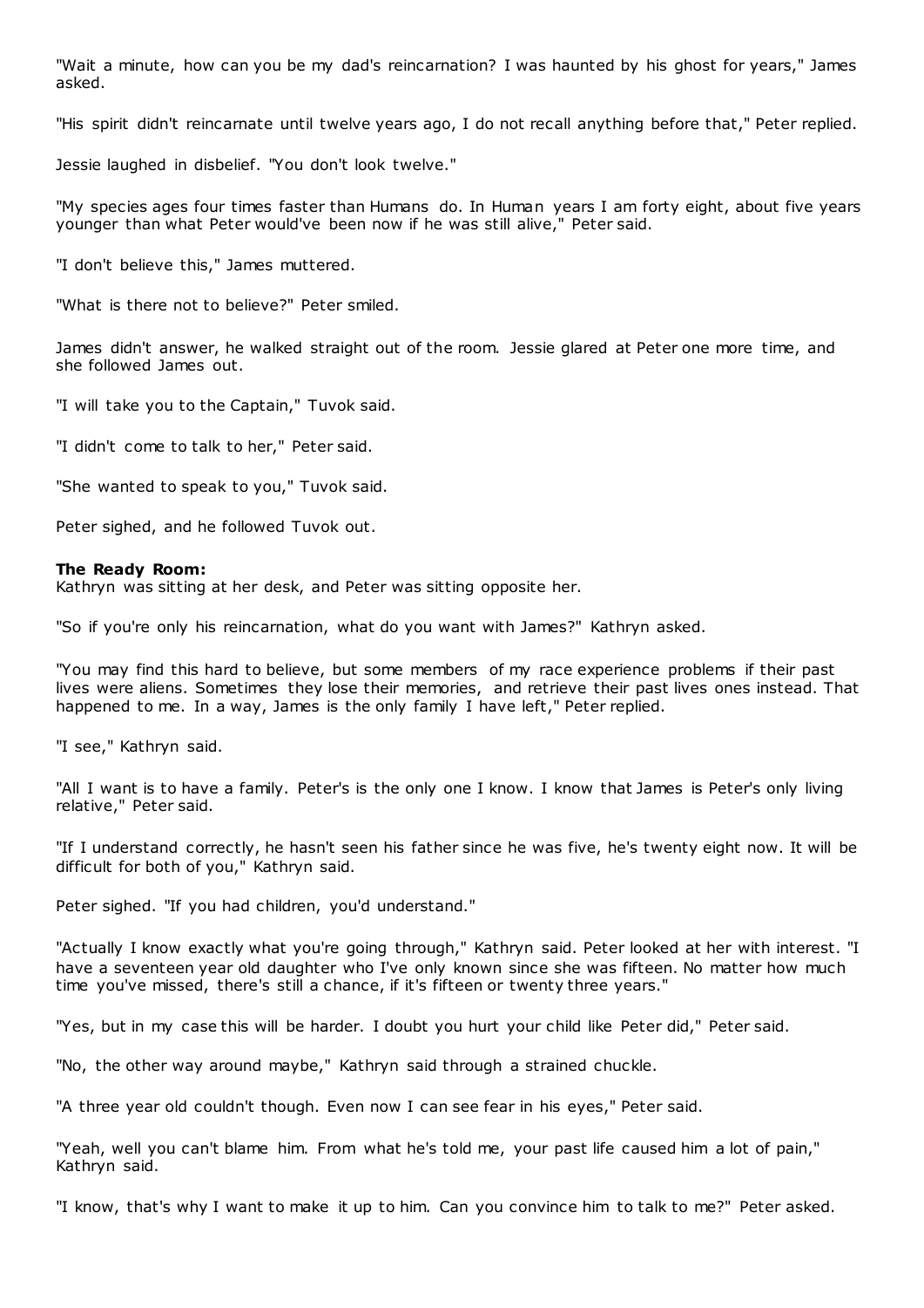"Wait a minute, how can you be my dad's reincarnation? I was haunted by his ghost for years," James asked.

"His spirit didn't reincarnate until twelve years ago, I do not recall anything before that," Peter replied.

Jessie laughed in disbelief. "You don't look twelve."

"My species ages four times faster than Humans do. In Human years I am forty eight, about five years younger than what Peter would've been now if he was still alive," Peter said.

"I don't believe this," James muttered.

"What is there not to believe?" Peter smiled.

James didn't answer, he walked straight out of the room. Jessie glared at Peter one more time, and she followed James out.

"I will take you to the Captain," Tuvok said.

"I didn't come to talk to her," Peter said.

"She wanted to speak to you," Tuvok said.

Peter sighed, and he followed Tuvok out.

**The Ready Room:**
Kathryn was sitting at her desk, and Peter was sitting opposite her.

"So if you're only his reincarnation, what do you want with James?" Kathryn asked.

"You may find this hard to believe, but some members of my race experience problems if their past lives were aliens. Sometimes they lose their memories, and retrieve their past lives ones instead. That happened to me. In a way, James is the only family I have left," Peter replied.

"I see," Kathryn said.

"All I want is to have a family. Peter's is the only one I know. I know that James is Peter's only living relative," Peter said.

"If I understand correctly, he hasn't seen his father since he was five, he's twenty eight now. It will be difficult for both of you," Kathryn said.

Peter sighed. "If you had children, you'd understand."

"Actually I know exactly what you're going through," Kathryn said. Peter looked at her with interest. "I have a seventeen year old daughter who I've only known since she was fifteen. No matter how much time you've missed, there's still a chance, if it's fifteen or twenty three years."

"Yes, but in my case this will be harder. I doubt you hurt your child like Peter did," Peter said.

"No, the other way around maybe," Kathryn said through a strained chuckle.

"A three year old couldn't though. Even now I can see fear in his eyes," Peter said.

"Yeah, well you can't blame him. From what he's told me, your past life caused him a lot of pain," Kathryn said.

"I know, that's why I want to make it up to him. Can you convince him to talk to me?" Peter asked.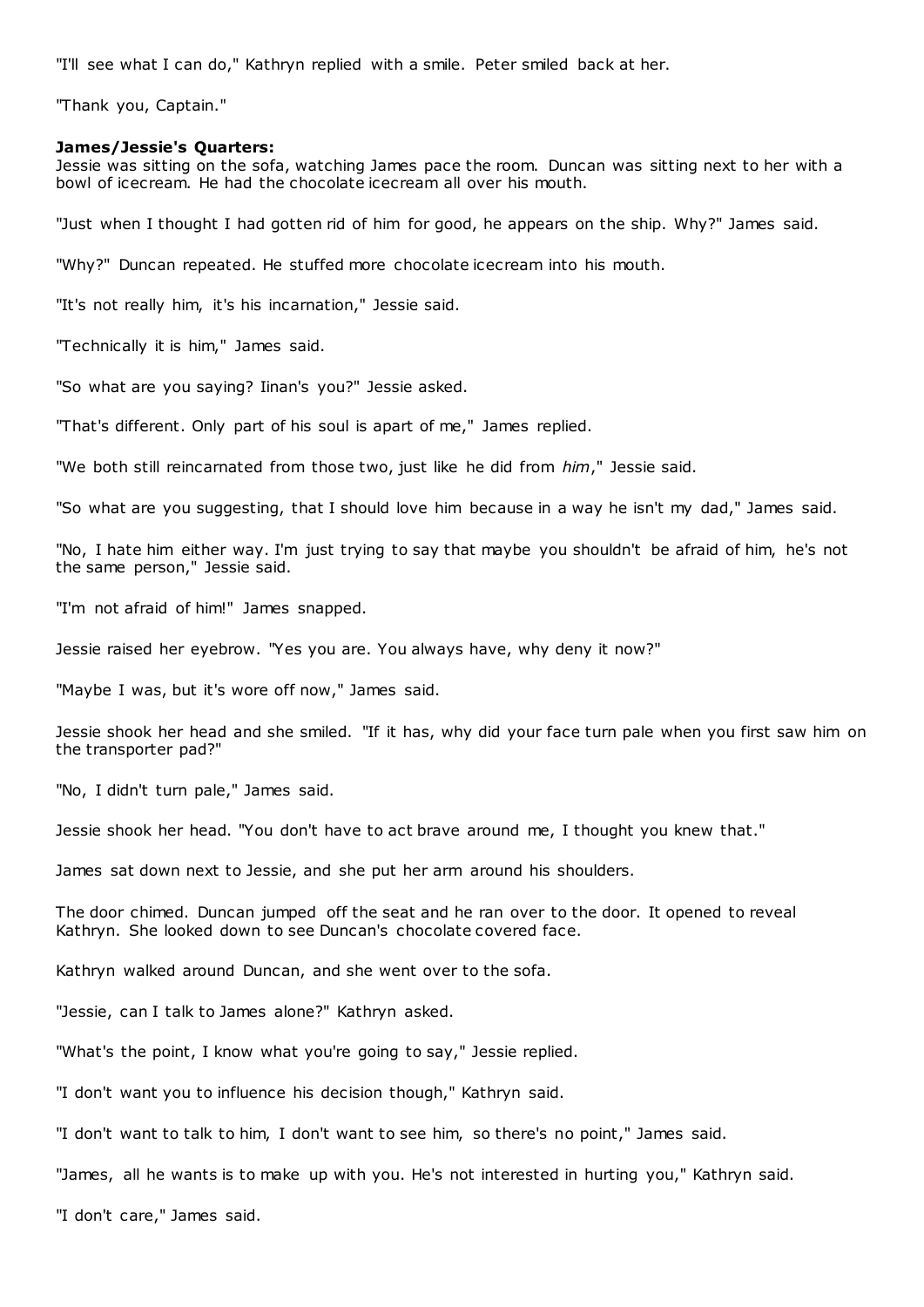"I'll see what I can do," Kathryn replied with a smile. Peter smiled back at her.

"Thank you, Captain."

**James/Jessie's Quarters:**
Jessie was sitting on the sofa, watching James pace the room. Duncan was sitting next to her with a bowl of icecream. He had the chocolate icecream all over his mouth.

"Just when I thought I had gotten rid of him for good, he appears on the ship. Why?" James said.

"Why?" Duncan repeated. He stuffed more chocolate icecream into his mouth.

"It's not really him, it's his incarnation," Jessie said.

"Technically it is him," James said.

"So what are you saying? Iinan's you?" Jessie asked.

"That's different. Only part of his soul is apart of me," James replied.

"We both still reincarnated from those two, just like he did from *him*," Jessie said.

"So what are you suggesting, that I should love him because in a way he isn't my dad," James said.

"No, I hate him either way. I'm just trying to say that maybe you shouldn't be afraid of him, he's not the same person," Jessie said.

"I'm not afraid of him!" James snapped.

Jessie raised her eyebrow. "Yes you are. You always have, why deny it now?"

"Maybe I was, but it's wore off now," James said.

Jessie shook her head and she smiled. "If it has, why did your face turn pale when you first saw him on the transporter pad?"

"No, I didn't turn pale," James said.

Jessie shook her head. "You don't have to act brave around me, I thought you knew that."

James sat down next to Jessie, and she put her arm around his shoulders.

The door chimed. Duncan jumped off the seat and he ran over to the door. It opened to reveal Kathryn. She looked down to see Duncan's chocolate covered face.

Kathryn walked around Duncan, and she went over to the sofa.

"Jessie, can I talk to James alone?" Kathryn asked.

"What's the point, I know what you're going to say," Jessie replied.

"I don't want you to influence his decision though," Kathryn said.

"I don't want to talk to him, I don't want to see him, so there's no point," James said.

"James, all he wants is to make up with you. He's not interested in hurting you," Kathryn said.

"I don't care," James said.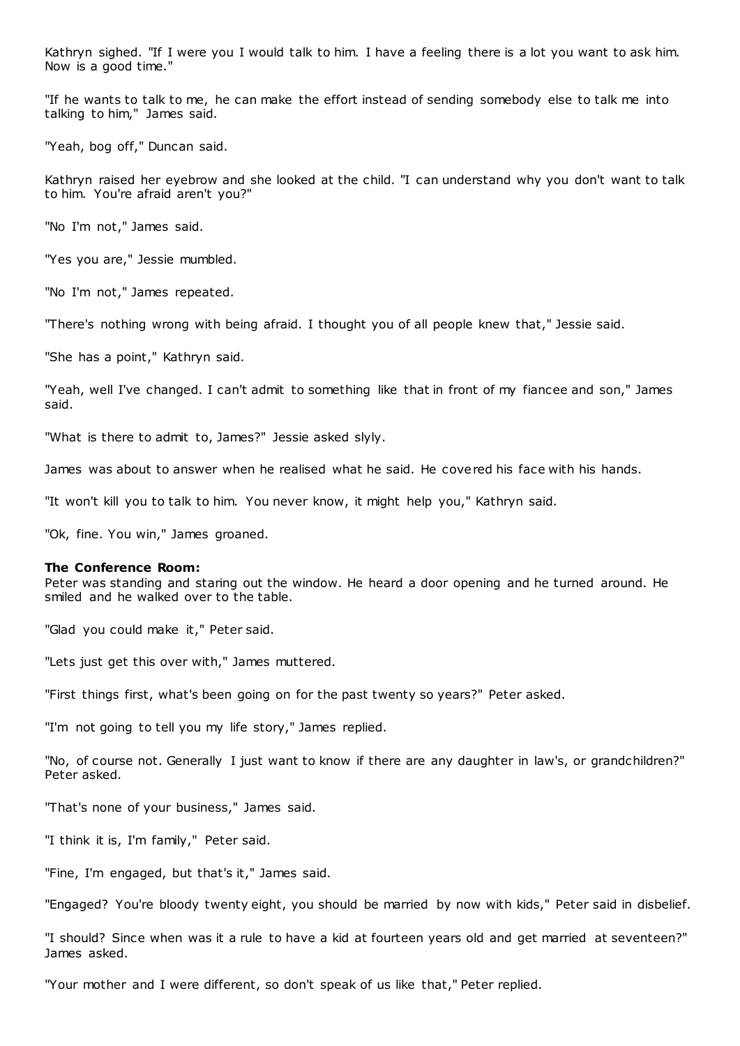Kathryn sighed. "If I were you I would talk to him. I have a feeling there is a lot you want to ask him. Now is a good time."

"If he wants to talk to me, he can make the effort instead of sending somebody else to talk me into talking to him," James said.

"Yeah, bog off," Duncan said.

Kathryn raised her eyebrow and she looked at the child. "I can understand why you don't want to talk to him. You're afraid aren't you?"

"No I'm not," James said.

"Yes you are," Jessie mumbled.

"No I'm not," James repeated.

"There's nothing wrong with being afraid. I thought you of all people knew that," Jessie said.

"She has a point," Kathryn said.

"Yeah, well I've changed. I can't admit to something like that in front of my fiancee and son," James said.

"What is there to admit to, James?" Jessie asked slyly.

James was about to answer when he realised what he said. He covered his face with his hands.

"It won't kill you to talk to him. You never know, it might help you," Kathryn said.

"Ok, fine. You win," James groaned.

**The Conference Room:**
Peter was standing and staring out the window. He heard a door opening and he turned around. He smiled and he walked over to the table.

"Glad you could make it," Peter said.

"Lets just get this over with," James muttered.

"First things first, what's been going on for the past twenty so years?" Peter asked.

"I'm not going to tell you my life story," James replied.

"No, of course not. Generally I just want to know if there are any daughter in law's, or grandchildren?" Peter asked.

"That's none of your business," James said.

"I think it is, I'm family," Peter said.

"Fine, I'm engaged, but that's it," James said.

"Engaged? You're bloody twenty eight, you should be married by now with kids," Peter said in disbelief.

"I should? Since when was it a rule to have a kid at fourteen years old and get married at seventeen?" James asked.

"Your mother and I were different, so don't speak of us like that," Peter replied.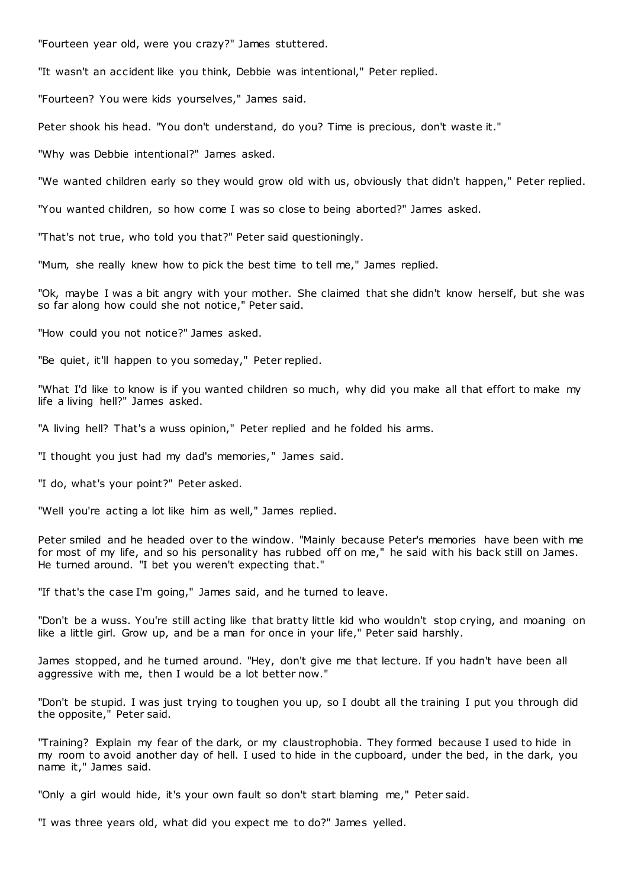"Fourteen year old, were you crazy?" James stuttered.

"It wasn't an accident like you think, Debbie was intentional," Peter replied.

"Fourteen? You were kids yourselves," James said.

Peter shook his head. "You don't understand, do you? Time is precious, don't waste it."

"Why was Debbie intentional?" James asked.

"We wanted children early so they would grow old with us, obviously that didn't happen," Peter replied.

"You wanted children, so how come I was so close to being aborted?" James asked.

"That's not true, who told you that?" Peter said questioningly.

"Mum, she really knew how to pick the best time to tell me," James replied.

"Ok, maybe I was a bit angry with your mother. She claimed that she didn't know herself, but she was so far along how could she not notice," Peter said.

"How could you not notice?" James asked.

"Be quiet, it'll happen to you someday," Peter replied.

"What I'd like to know is if you wanted children so much, why did you make all that effort to make my life a living hell?" James asked.

"A living hell? That's a wuss opinion," Peter replied and he folded his arms.

"I thought you just had my dad's memories," James said.

"I do, what's your point?" Peter asked.

"Well you're acting a lot like him as well," James replied.

Peter smiled and he headed over to the window. "Mainly because Peter's memories have been with me for most of my life, and so his personality has rubbed off on me," he said with his back still on James. He turned around. "I bet you weren't expecting that."

"If that's the case I'm going," James said, and he turned to leave.

"Don't be a wuss. You're still acting like that bratty little kid who wouldn't stop crying, and moaning on like a little girl. Grow up, and be a man for once in your life," Peter said harshly.

James stopped, and he turned around. "Hey, don't give me that lecture. If you hadn't have been all aggressive with me, then I would be a lot better now."

"Don't be stupid. I was just trying to toughen you up, so I doubt all the training I put you through did the opposite," Peter said.

"Training? Explain my fear of the dark, or my claustrophobia. They formed because I used to hide in my room to avoid another day of hell. I used to hide in the cupboard, under the bed, in the dark, you name it," James said.

"Only a girl would hide, it's your own fault so don't start blaming me," Peter said.

"I was three years old, what did you expect me to do?" James yelled.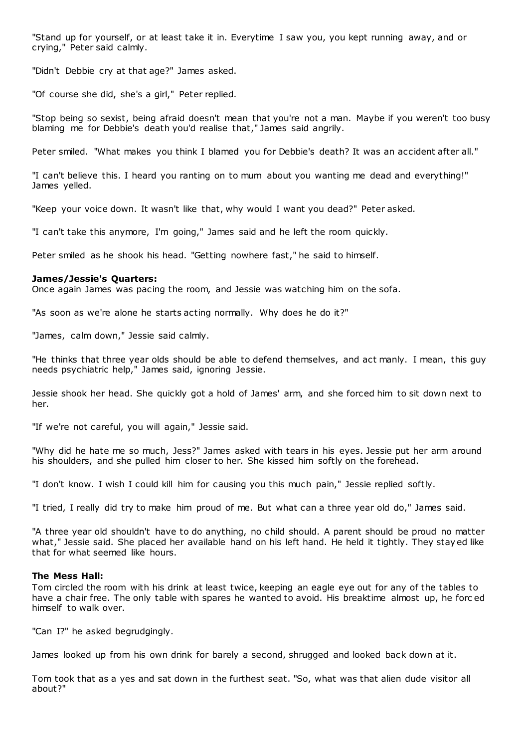"Stand up for yourself, or at least take it in. Everytime I saw you, you kept running away, and or crying," Peter said calmly.

"Didn't Debbie cry at that age?" James asked.

"Of course she did, she's a girl," Peter replied.

"Stop being so sexist, being afraid doesn't mean that you're not a man. Maybe if you weren't too busy blaming me for Debbie's death you'd realise that," James said angrily.

Peter smiled. "What makes you think I blamed you for Debbie's death? It was an accident after all."

"I can't believe this. I heard you ranting on to mum about you wanting me dead and everything!" James yelled.

"Keep your voice down. It wasn't like that, why would I want you dead?" Peter asked.

"I can't take this anymore, I'm going," James said and he left the room quickly.

Peter smiled as he shook his head. "Getting nowhere fast," he said to himself.

**James/Jessie's Quarters:**
Once again James was pacing the room, and Jessie was watching him on the sofa.

"As soon as we're alone he starts acting normally. Why does he do it?"

"James, calm down," Jessie said calmly.

"He thinks that three year olds should be able to defend themselves, and act manly. I mean, this guy needs psychiatric help," James said, ignoring Jessie.

Jessie shook her head. She quickly got a hold of James' arm, and she forced him to sit down next to her.

"If we're not careful, you will again," Jessie said.

"Why did he hate me so much, Jess?" James asked with tears in his eyes. Jessie put her arm around his shoulders, and she pulled him closer to her. She kissed him softly on the forehead.

"I don't know. I wish I could kill him for causing you this much pain," Jessie replied softly.

"I tried, I really did try to make him proud of me. But what can a three year old do," James said.

"A three year old shouldn't have to do anything, no child should. A parent should be proud no matter what," Jessie said. She placed her available hand on his left hand. He held it tightly. They stayed like that for what seemed like hours.

**The Mess Hall:**
Tom circled the room with his drink at least twice, keeping an eagle eye out for any of the tables to have a chair free. The only table with spares he wanted to avoid. His breaktime almost up, he forced himself to walk over.

"Can I?" he asked begrudgingly.

James looked up from his own drink for barely a second, shrugged and looked back down at it.

Tom took that as a yes and sat down in the furthest seat. "So, what was that alien dude visitor all about?"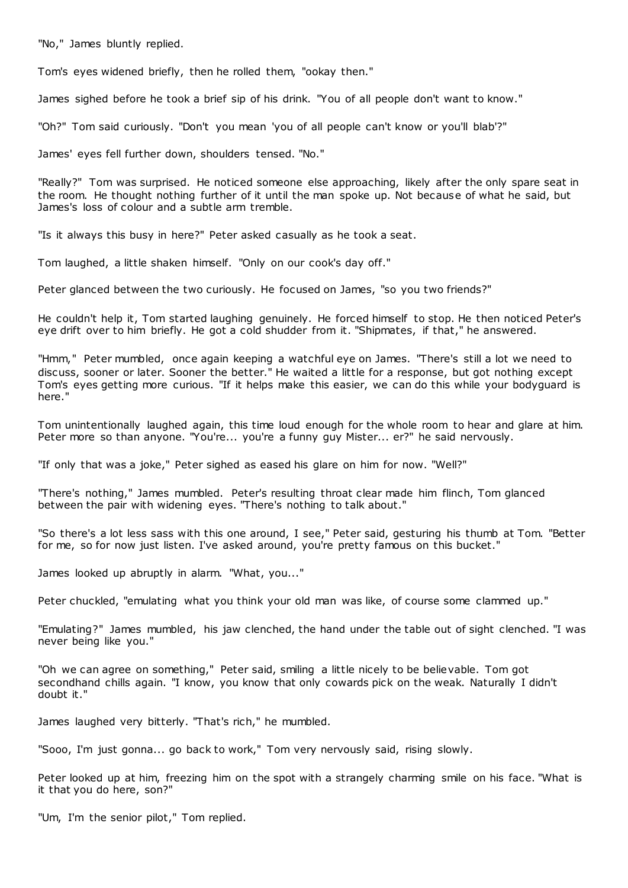"No," James bluntly replied.

Tom's eyes widened briefly, then he rolled them, "ookay then."

James sighed before he took a brief sip of his drink. "You of all people don't want to know."

"Oh?" Tom said curiously. "Don't you mean 'you of all people can't know or you'll blab'?"

James' eyes fell further down, shoulders tensed. "No."

"Really?" Tom was surprised. He noticed someone else approaching, likely after the only spare seat in the room. He thought nothing further of it until the man spoke up. Not because of what he said, but James's loss of colour and a subtle arm tremble.

"Is it always this busy in here?" Peter asked casually as he took a seat.

Tom laughed, a little shaken himself. "Only on our cook's day off."

Peter glanced between the two curiously. He focused on James, "so you two friends?"

He couldn't help it, Tom started laughing genuinely. He forced himself to stop. He then noticed Peter's eye drift over to him briefly. He got a cold shudder from it. "Shipmates, if that," he answered.

"Hmm," Peter mumbled, once again keeping a watchful eye on James. "There's still a lot we need to discuss, sooner or later. Sooner the better." He waited a little for a response, but got nothing except Tom's eyes getting more curious. "If it helps make this easier, we can do this while your bodyguard is here."

Tom unintentionally laughed again, this time loud enough for the whole room to hear and glare at him. Peter more so than anyone. "You're... you're a funny guy Mister... er?" he said nervously.

"If only that was a joke," Peter sighed as eased his glare on him for now. "Well?"

"There's nothing," James mumbled. Peter's resulting throat clear made him flinch, Tom glanced between the pair with widening eyes. "There's nothing to talk about."

"So there's a lot less sass with this one around, I see," Peter said, gesturing his thumb at Tom. "Better for me, so for now just listen. I've asked around, you're pretty famous on this bucket."

James looked up abruptly in alarm. "What, you..."

Peter chuckled, "emulating what you think your old man was like, of course some clammed up."

"Emulating?" James mumbled, his jaw clenched, the hand under the table out of sight clenched. "I was never being like you."

"Oh we can agree on something," Peter said, smiling a little nicely to be believable. Tom got secondhand chills again. "I know, you know that only cowards pick on the weak. Naturally I didn't doubt it."

James laughed very bitterly. "That's rich," he mumbled.

"Sooo, I'm just gonna... go back to work," Tom very nervously said, rising slowly.

Peter looked up at him, freezing him on the spot with a strangely charming smile on his face. "What is it that you do here, son?"

"Um, I'm the senior pilot," Tom replied.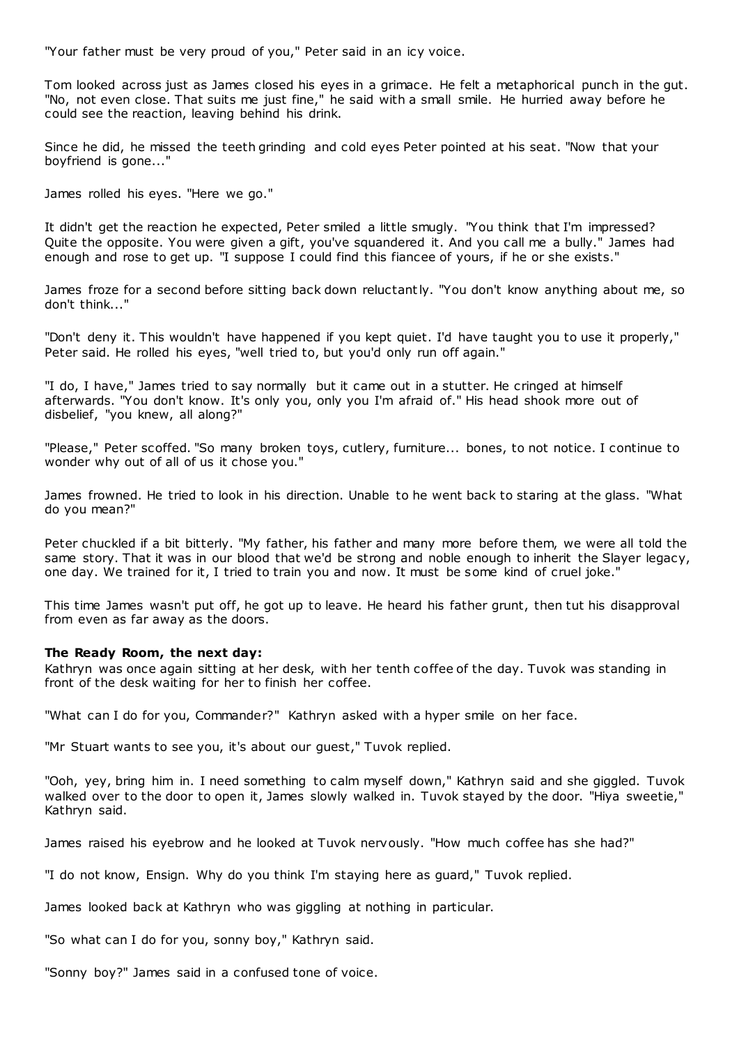"Your father must be very proud of you," Peter said in an icy voice.

Tom looked across just as James closed his eyes in a grimace. He felt a metaphorical punch in the gut. "No, not even close. That suits me just fine," he said with a small smile. He hurried away before he could see the reaction, leaving behind his drink.

Since he did, he missed the teeth grinding and cold eyes Peter pointed at his seat. "Now that your boyfriend is gone..."

James rolled his eyes. "Here we go."

It didn't get the reaction he expected, Peter smiled a little smugly. "You think that I'm impressed? Quite the opposite. You were given a gift, you've squandered it. And you call me a bully." James had enough and rose to get up. "I suppose I could find this fiancee of yours, if he or she exists."

James froze for a second before sitting back down reluctantly. "You don't know anything about me, so don't think..."

"Don't deny it. This wouldn't have happened if you kept quiet. I'd have taught you to use it properly," Peter said. He rolled his eyes, "well tried to, but you'd only run off again."

"I do, I have," James tried to say normally but it came out in a stutter. He cringed at himself afterwards. "You don't know. It's only you, only you I'm afraid of." His head shook more out of disbelief, "you knew, all along?"

"Please," Peter scoffed. "So many broken toys, cutlery, furniture... bones, to not notice. I continue to wonder why out of all of us it chose you."

James frowned. He tried to look in his direction. Unable to he went back to staring at the glass. "What do you mean?"

Peter chuckled if a bit bitterly. "My father, his father and many more before them, we were all told the same story. That it was in our blood that we'd be strong and noble enough to inherit the Slayer legacy, one day. We trained for it, I tried to train you and now. It must be some kind of cruel joke."

This time James wasn't put off, he got up to leave. He heard his father grunt, then tut his disapproval from even as far away as the doors.

**The Ready Room, the next day:**

Kathryn was once again sitting at her desk, with her tenth coffee of the day. Tuvok was standing in front of the desk waiting for her to finish her coffee.

"What can I do for you, Commander?" Kathryn asked with a hyper smile on her face.

"Mr Stuart wants to see you, it's about our guest," Tuvok replied.

"Ooh, yey, bring him in. I need something to calm myself down," Kathryn said and she giggled. Tuvok walked over to the door to open it, James slowly walked in. Tuvok stayed by the door. "Hiya sweetie," Kathryn said.

James raised his eyebrow and he looked at Tuvok nervously. "How much coffee has she had?"

"I do not know, Ensign. Why do you think I'm staying here as guard," Tuvok replied.

James looked back at Kathryn who was giggling at nothing in particular.

"So what can I do for you, sonny boy," Kathryn said.

"Sonny boy?" James said in a confused tone of voice.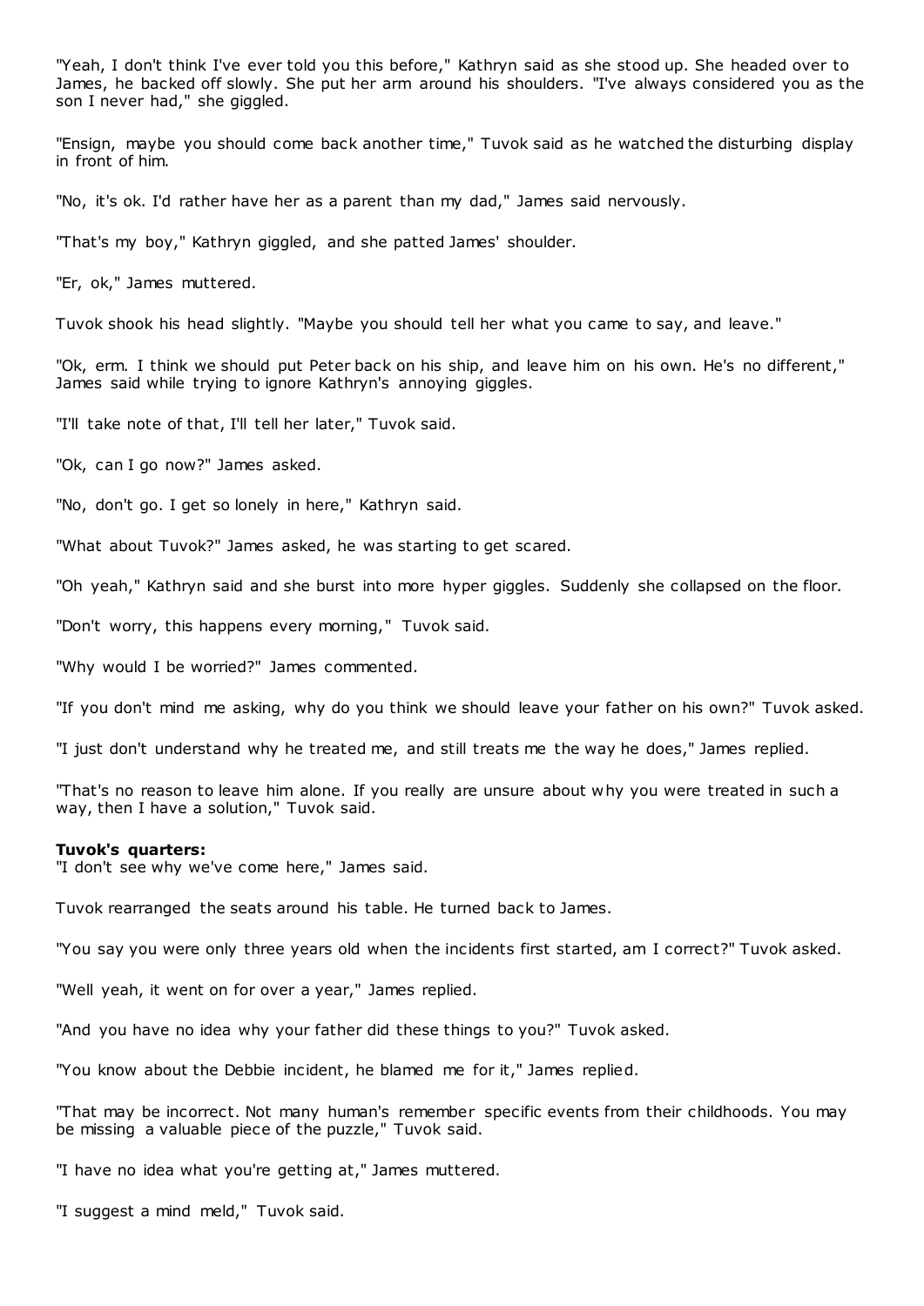"Yeah, I don't think I've ever told you this before," Kathryn said as she stood up. She headed over to James, he backed off slowly. She put her arm around his shoulders. "I've always considered you as the son I never had," she giggled.

"Ensign, maybe you should come back another time," Tuvok said as he watched the disturbing display in front of him.

"No, it's ok. I'd rather have her as a parent than my dad," James said nervously.

"That's my boy," Kathryn giggled, and she patted James' shoulder.

"Er, ok," James muttered.

Tuvok shook his head slightly. "Maybe you should tell her what you came to say, and leave."

"Ok, erm. I think we should put Peter back on his ship, and leave him on his own. He's no different," James said while trying to ignore Kathryn's annoying giggles.

"I'll take note of that, I'll tell her later," Tuvok said.

"Ok, can I go now?" James asked.

"No, don't go. I get so lonely in here," Kathryn said.

"What about Tuvok?" James asked, he was starting to get scared.

"Oh yeah," Kathryn said and she burst into more hyper giggles. Suddenly she collapsed on the floor.

"Don't worry, this happens every morning," Tuvok said.

"Why would I be worried?" James commented.

"If you don't mind me asking, why do you think we should leave your father on his own?" Tuvok asked.

"I just don't understand why he treated me, and still treats me the way he does," James replied.

"That's no reason to leave him alone. If you really are unsure about why you were treated in such a way, then I have a solution," Tuvok said.

**Tuvok's quarters:**
"I don't see why we've come here," James said.

Tuvok rearranged the seats around his table. He turned back to James.

"You say you were only three years old when the incidents first started, am I correct?" Tuvok asked.

"Well yeah, it went on for over a year," James replied.

"And you have no idea why your father did these things to you?" Tuvok asked.

"You know about the Debbie incident, he blamed me for it," James replied.

"That may be incorrect. Not many human's remember specific events from their childhoods. You may be missing a valuable piece of the puzzle," Tuvok said.

"I have no idea what you're getting at," James muttered.

"I suggest a mind meld," Tuvok said.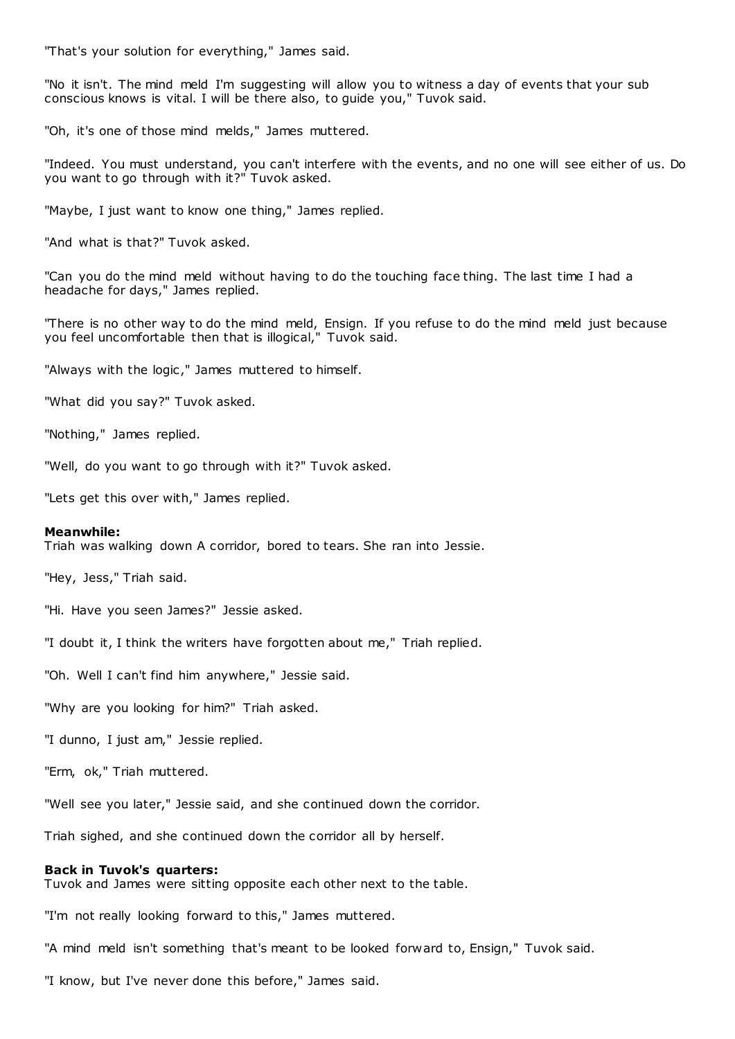"That's your solution for everything," James said.

"No it isn't. The mind meld I'm suggesting will allow you to witness a day of events that your sub conscious knows is vital. I will be there also, to guide you," Tuvok said.

"Oh, it's one of those mind melds," James muttered.

"Indeed. You must understand, you can't interfere with the events, and no one will see either of us. Do you want to go through with it?" Tuvok asked.

"Maybe, I just want to know one thing," James replied.

"And what is that?" Tuvok asked.

"Can you do the mind meld without having to do the touching face thing. The last time I had a headache for days," James replied.

"There is no other way to do the mind meld, Ensign. If you refuse to do the mind meld just because you feel uncomfortable then that is illogical," Tuvok said.

"Always with the logic," James muttered to himself.

"What did you say?" Tuvok asked.

"Nothing," James replied.

"Well, do you want to go through with it?" Tuvok asked.

"Lets get this over with," James replied.

**Meanwhile:**
Triah was walking down A corridor, bored to tears. She ran into Jessie.

"Hey, Jess," Triah said.

"Hi. Have you seen James?" Jessie asked.

"I doubt it, I think the writers have forgotten about me," Triah replied.

"Oh. Well I can't find him anywhere," Jessie said.

"Why are you looking for him?" Triah asked.

"I dunno, I just am," Jessie replied.

"Erm, ok," Triah muttered.

"Well see you later," Jessie said, and she continued down the corridor.

Triah sighed, and she continued down the corridor all by herself.

**Back in Tuvok's quarters:**
Tuvok and James were sitting opposite each other next to the table.

"I'm not really looking forward to this," James muttered.

"A mind meld isn't something that's meant to be looked forward to, Ensign," Tuvok said.

"I know, but I've never done this before," James said.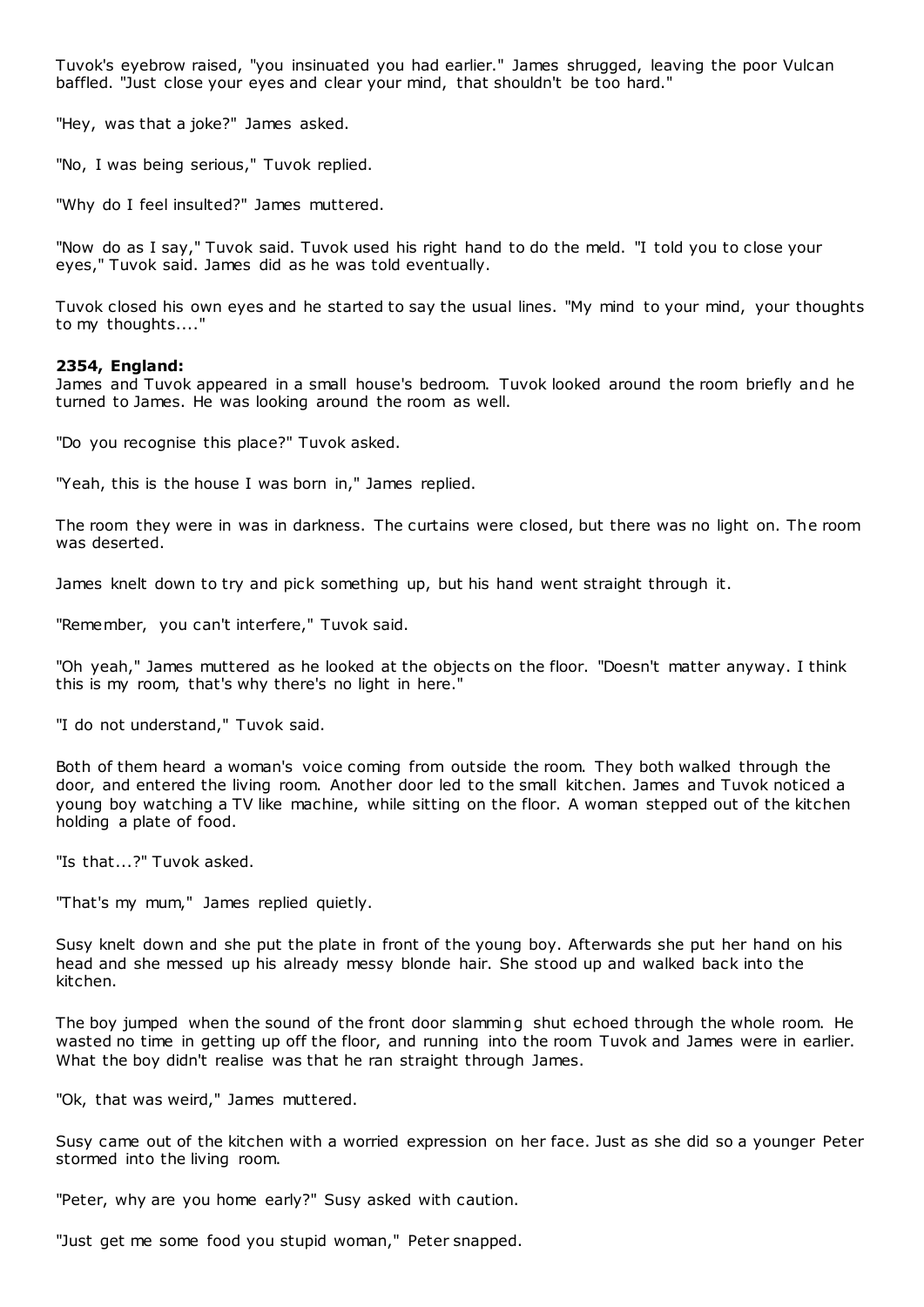Tuvok's eyebrow raised, "you insinuated you had earlier." James shrugged, leaving the poor Vulcan baffled. "Just close your eyes and clear your mind, that shouldn't be too hard."

"Hey, was that a joke?" James asked.

"No, I was being serious," Tuvok replied.

"Why do I feel insulted?" James muttered.

"Now do as I say," Tuvok said. Tuvok used his right hand to do the meld. "I told you to close your eyes," Tuvok said. James did as he was told eventually.

Tuvok closed his own eyes and he started to say the usual lines. "My mind to your mind, your thoughts to my thoughts...."

**2354, England:**
James and Tuvok appeared in a small house's bedroom. Tuvok looked around the room briefly and he turned to James. He was looking around the room as well.

"Do you recognise this place?" Tuvok asked.

"Yeah, this is the house I was born in," James replied.

The room they were in was in darkness. The curtains were closed, but there was no light on. The room was deserted.

James knelt down to try and pick something up, but his hand went straight through it.

"Remember, you can't interfere," Tuvok said.

"Oh yeah," James muttered as he looked at the objects on the floor. "Doesn't matter anyway. I think this is my room, that's why there's no light in here."

"I do not understand," Tuvok said.

Both of them heard a woman's voice coming from outside the room. They both walked through the door, and entered the living room. Another door led to the small kitchen. James and Tuvok noticed a young boy watching a TV like machine, while sitting on the floor. A woman stepped out of the kitchen holding a plate of food.

"Is that...?" Tuvok asked.

"That's my mum," James replied quietly.

Susy knelt down and she put the plate in front of the young boy. Afterwards she put her hand on his head and she messed up his already messy blonde hair. She stood up and walked back into the kitchen.

The boy jumped when the sound of the front door slamming shut echoed through the whole room. He wasted no time in getting up off the floor, and running into the room Tuvok and James were in earlier. What the boy didn't realise was that he ran straight through James.

"Ok, that was weird," James muttered.

Susy came out of the kitchen with a worried expression on her face. Just as she did so a younger Peter stormed into the living room.

"Peter, why are you home early?" Susy asked with caution.

"Just get me some food you stupid woman," Peter snapped.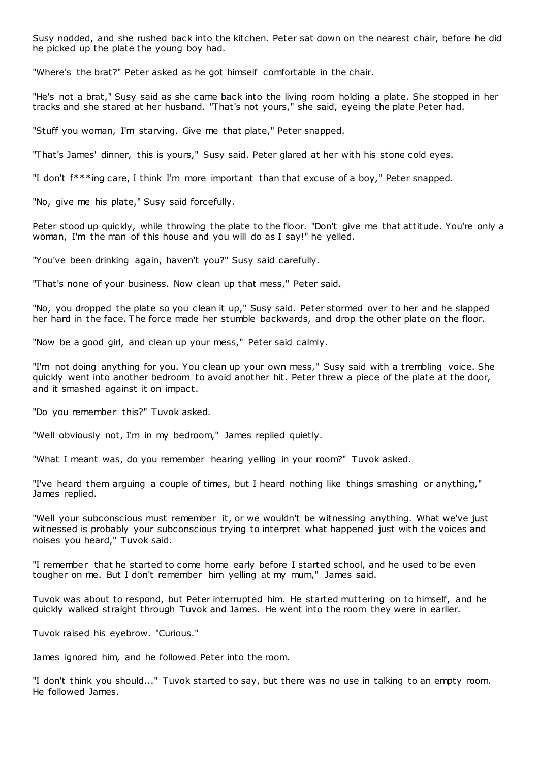Susy nodded, and she rushed back into the kitchen. Peter sat down on the nearest chair, before he did he picked up the plate the young boy had.

"Where's the brat?" Peter asked as he got himself comfortable in the chair.

"He's not a brat," Susy said as she came back into the living room holding a plate. She stopped in her tracks and she stared at her husband. "That's not yours," she said, eyeing the plate Peter had.

"Stuff you woman, I'm starving. Give me that plate," Peter snapped.

"That's James' dinner, this is yours," Susy said. Peter glared at her with his stone cold eyes.

"I don't f***ing care, I think I'm more important than that excuse of a boy," Peter snapped.

"No, give me his plate," Susy said forcefully.

Peter stood up quickly, while throwing the plate to the floor. "Don't give me that attitude. You're only a woman, I'm the man of this house and you will do as I say!" he yelled.

"You've been drinking again, haven't you?" Susy said carefully.

"That's none of your business. Now clean up that mess," Peter said.

"No, you dropped the plate so you clean it up," Susy said. Peter stormed over to her and he slapped her hard in the face. The force made her stumble backwards, and drop the other plate on the floor.

"Now be a good girl, and clean up your mess," Peter said calmly.

"I'm not doing anything for you. You clean up your own mess," Susy said with a trembling voice. She quickly went into another bedroom to avoid another hit. Peter threw a piece of the plate at the door, and it smashed against it on impact.

"Do you remember this?" Tuvok asked.

"Well obviously not, I'm in my bedroom," James replied quietly.

"What I meant was, do you remember hearing yelling in your room?" Tuvok asked.

"I've heard them arguing a couple of times, but I heard nothing like things smashing or anything," James replied.

"Well your subconscious must remember it, or we wouldn't be witnessing anything. What we've just witnessed is probably your subconscious trying to interpret what happened just with the voices and noises you heard," Tuvok said.

"I remember that he started to come home early before I started school, and he used to be even tougher on me. But I don't remember him yelling at my mum," James said.

Tuvok was about to respond, but Peter interrupted him. He started muttering on to himself, and he quickly walked straight through Tuvok and James. He went into the room they were in earlier.

Tuvok raised his eyebrow. "Curious."

James ignored him, and he followed Peter into the room.

"I don't think you should..." Tuvok started to say, but there was no use in talking to an empty room. He followed James.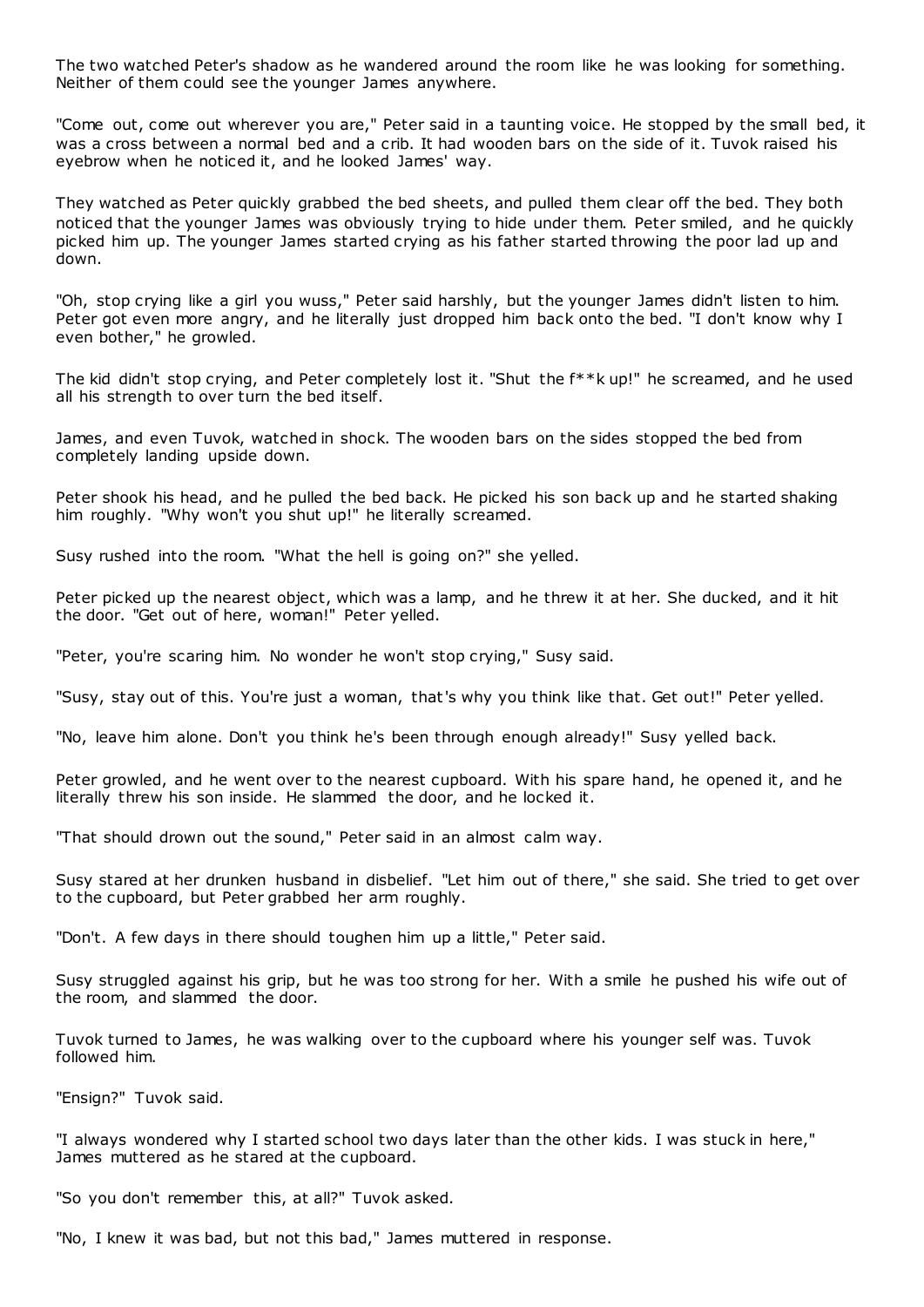The two watched Peter's shadow as he wandered around the room like he was looking for something. Neither of them could see the younger James anywhere.

"Come out, come out wherever you are," Peter said in a taunting voice. He stopped by the small bed, it was a cross between a normal bed and a crib. It had wooden bars on the side of it. Tuvok raised his eyebrow when he noticed it, and he looked James' way.

They watched as Peter quickly grabbed the bed sheets, and pulled them clear off the bed. They both noticed that the younger James was obviously trying to hide under them. Peter smiled, and he quickly picked him up. The younger James started crying as his father started throwing the poor lad up and down.

"Oh, stop crying like a girl you wuss," Peter said harshly, but the younger James didn't listen to him. Peter got even more angry, and he literally just dropped him back onto the bed. "I don't know why I even bother," he growled.

The kid didn't stop crying, and Peter completely lost it. "Shut the f**k up!" he screamed, and he used all his strength to over turn the bed itself.

James, and even Tuvok, watched in shock. The wooden bars on the sides stopped the bed from completely landing upside down.

Peter shook his head, and he pulled the bed back. He picked his son back up and he started shaking him roughly. "Why won't you shut up!" he literally screamed.

Susy rushed into the room. "What the hell is going on?" she yelled.

Peter picked up the nearest object, which was a lamp, and he threw it at her. She ducked, and it hit the door. "Get out of here, woman!" Peter yelled.

"Peter, you're scaring him. No wonder he won't stop crying," Susy said.

"Susy, stay out of this. You're just a woman, that's why you think like that. Get out!" Peter yelled.

"No, leave him alone. Don't you think he's been through enough already!" Susy yelled back.

Peter growled, and he went over to the nearest cupboard. With his spare hand, he opened it, and he literally threw his son inside. He slammed the door, and he locked it.

"That should drown out the sound," Peter said in an almost calm way.

Susy stared at her drunken husband in disbelief. "Let him out of there," she said. She tried to get over to the cupboard, but Peter grabbed her arm roughly.

"Don't. A few days in there should toughen him up a little," Peter said.

Susy struggled against his grip, but he was too strong for her. With a smile he pushed his wife out of the room, and slammed the door.

Tuvok turned to James, he was walking over to the cupboard where his younger self was. Tuvok followed him.

"Ensign?" Tuvok said.

"I always wondered why I started school two days later than the other kids. I was stuck in here," James muttered as he stared at the cupboard.

"So you don't remember this, at all?" Tuvok asked.

"No, I knew it was bad, but not this bad," James muttered in response.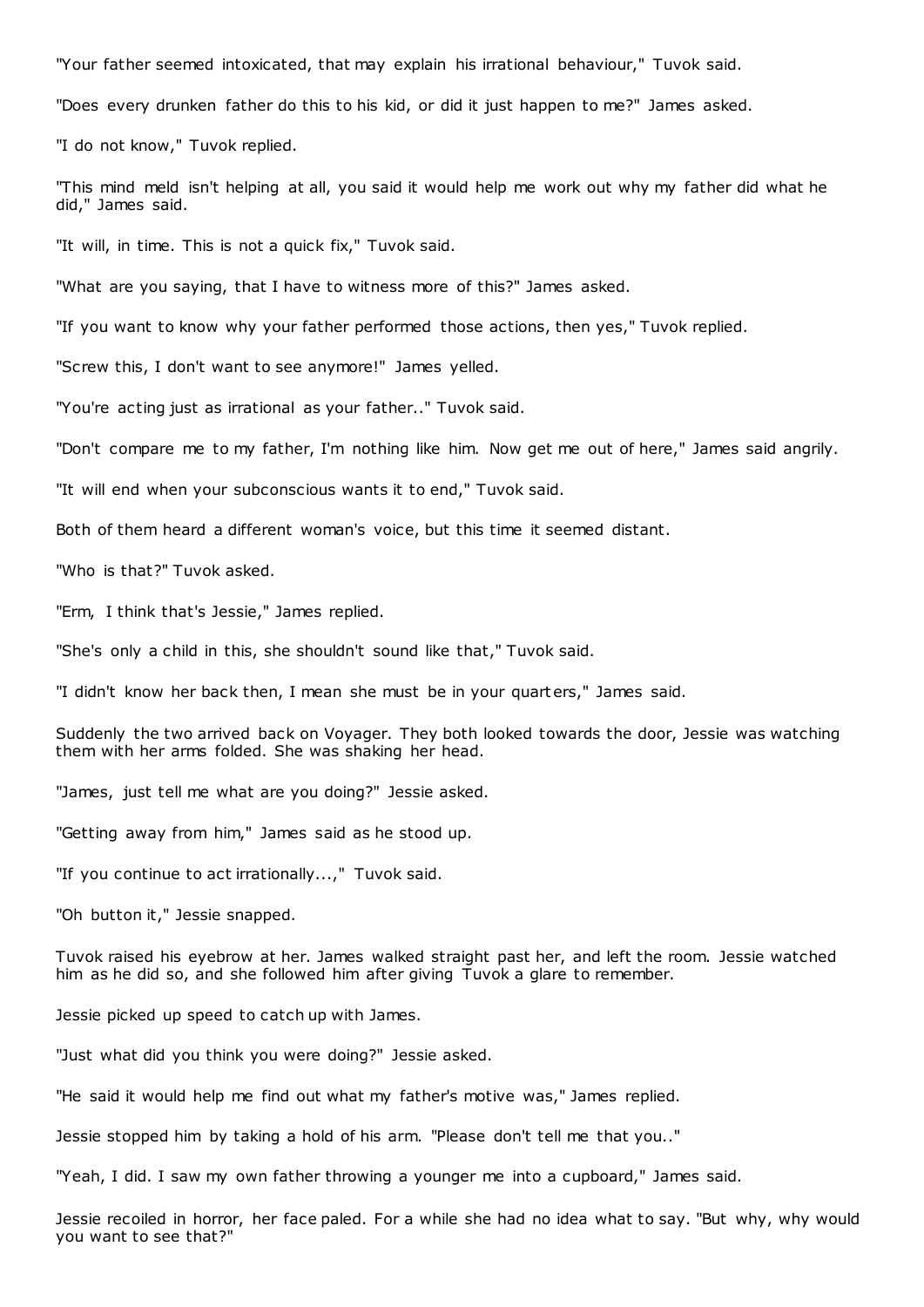"Your father seemed intoxicated, that may explain his irrational behaviour," Tuvok said.

"Does every drunken father do this to his kid, or did it just happen to me?" James asked.

"I do not know," Tuvok replied.

"This mind meld isn't helping at all, you said it would help me work out why my father did what he did," James said.

"It will, in time. This is not a quick fix," Tuvok said.

"What are you saying, that I have to witness more of this?" James asked.

"If you want to know why your father performed those actions, then yes," Tuvok replied.

"Screw this, I don't want to see anymore!" James yelled.

"You're acting just as irrational as your father.." Tuvok said.

"Don't compare me to my father, I'm nothing like him. Now get me out of here," James said angrily.

"It will end when your subconscious wants it to end," Tuvok said.

Both of them heard a different woman's voice, but this time it seemed distant.

"Who is that?" Tuvok asked.

"Erm, I think that's Jessie," James replied.

"She's only a child in this, she shouldn't sound like that," Tuvok said.

"I didn't know her back then, I mean she must be in your quarters," James said.

Suddenly the two arrived back on Voyager. They both looked towards the door, Jessie was watching them with her arms folded. She was shaking her head.

"James, just tell me what are you doing?" Jessie asked.

"Getting away from him," James said as he stood up.

"If you continue to act irrationally...," Tuvok said.

"Oh button it," Jessie snapped.

Tuvok raised his eyebrow at her. James walked straight past her, and left the room. Jessie watched him as he did so, and she followed him after giving Tuvok a glare to remember.

Jessie picked up speed to catch up with James.

"Just what did you think you were doing?" Jessie asked.

"He said it would help me find out what my father's motive was," James replied.

Jessie stopped him by taking a hold of his arm. "Please don't tell me that you.."

"Yeah, I did. I saw my own father throwing a younger me into a cupboard," James said.

Jessie recoiled in horror, her face paled. For a while she had no idea what to say. "But why, why would you want to see that?"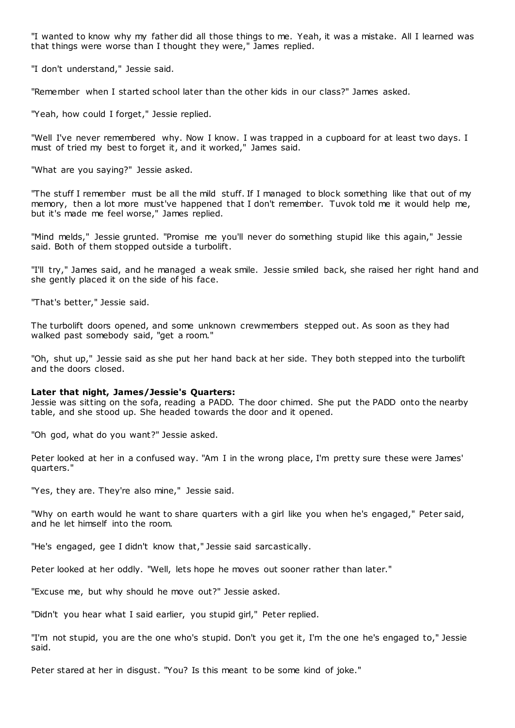"I wanted to know why my father did all those things to me. Yeah, it was a mistake. All I learned was that things were worse than I thought they were," James replied.

"I don't understand," Jessie said.

"Remember when I started school later than the other kids in our class?" James asked.

"Yeah, how could I forget," Jessie replied.

"Well I've never remembered why. Now I know. I was trapped in a cupboard for at least two days. I must of tried my best to forget it, and it worked," James said.

"What are you saying?" Jessie asked.

"The stuff I remember must be all the mild stuff. If I managed to block something like that out of my memory, then a lot more must've happened that I don't remember. Tuvok told me it would help me, but it's made me feel worse," James replied.

"Mind melds," Jessie grunted. "Promise me you'll never do something stupid like this again," Jessie said. Both of them stopped outside a turbolift.

"I'll try," James said, and he managed a weak smile. Jessie smiled back, she raised her right hand and she gently placed it on the side of his face.

"That's better," Jessie said.

The turbolift doors opened, and some unknown crewmembers stepped out. As soon as they had walked past somebody said, "get a room."

"Oh, shut up," Jessie said as she put her hand back at her side. They both stepped into the turbolift and the doors closed.

**Later that night, James/Jessie's Quarters:**
Jessie was sitting on the sofa, reading a PADD. The door chimed. She put the PADD onto the nearby table, and she stood up. She headed towards the door and it opened.

"Oh god, what do you want?" Jessie asked.

Peter looked at her in a confused way. "Am I in the wrong place, I'm pretty sure these were James' quarters."

"Yes, they are. They're also mine," Jessie said.

"Why on earth would he want to share quarters with a girl like you when he's engaged," Peter said, and he let himself into the room.

"He's engaged, gee I didn't know that," Jessie said sarcastically.

Peter looked at her oddly. "Well, lets hope he moves out sooner rather than later."

"Excuse me, but why should he move out?" Jessie asked.

"Didn't you hear what I said earlier, you stupid girl," Peter replied.

"I'm not stupid, you are the one who's stupid. Don't you get it, I'm the one he's engaged to," Jessie said.

Peter stared at her in disgust. "You? Is this meant to be some kind of joke."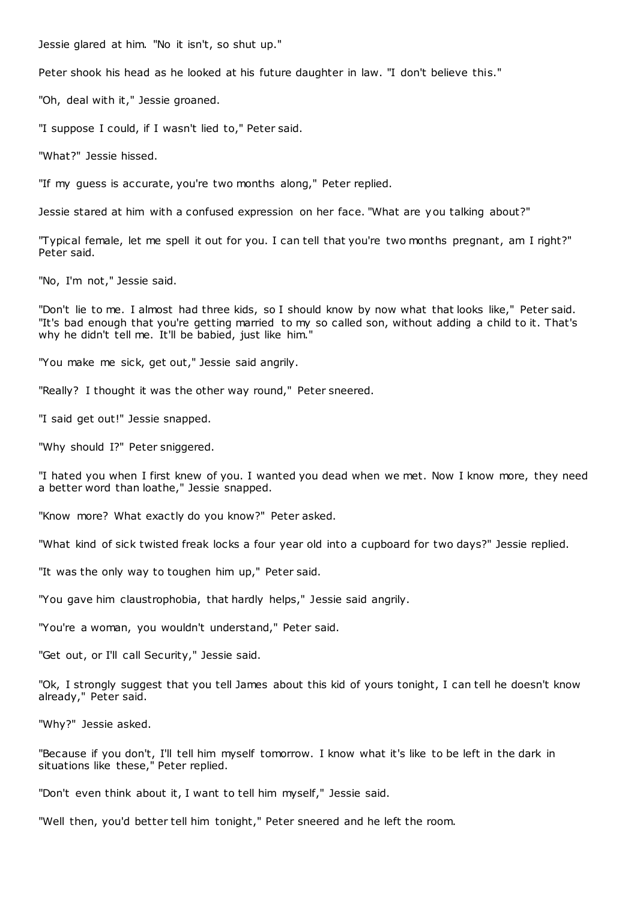Jessie glared at him. "No it isn't, so shut up."

Peter shook his head as he looked at his future daughter in law. "I don't believe this."

"Oh, deal with it," Jessie groaned.

"I suppose I could, if I wasn't lied to," Peter said.

"What?" Jessie hissed.

"If my guess is accurate, you're two months along," Peter replied.

Jessie stared at him with a confused expression on her face. "What are you talking about?"

"Typical female, let me spell it out for you. I can tell that you're two months pregnant, am I right?" Peter said.

"No, I'm not," Jessie said.

"Don't lie to me. I almost had three kids, so I should know by now what that looks like," Peter said. "It's bad enough that you're getting married to my so called son, without adding a child to it. That's why he didn't tell me. It'll be babied, just like him."

"You make me sick, get out," Jessie said angrily.

"Really? I thought it was the other way round," Peter sneered.

"I said get out!" Jessie snapped.

"Why should I?" Peter sniggered.

"I hated you when I first knew of you. I wanted you dead when we met. Now I know more, they need a better word than loathe," Jessie snapped.

"Know more? What exactly do you know?" Peter asked.

"What kind of sick twisted freak locks a four year old into a cupboard for two days?" Jessie replied.

"It was the only way to toughen him up," Peter said.

"You gave him claustrophobia, that hardly helps," Jessie said angrily.

"You're a woman, you wouldn't understand," Peter said.

"Get out, or I'll call Security," Jessie said.

"Ok, I strongly suggest that you tell James about this kid of yours tonight, I can tell he doesn't know already," Peter said.

"Why?" Jessie asked.

"Because if you don't, I'll tell him myself tomorrow. I know what it's like to be left in the dark in situations like these," Peter replied.

"Don't even think about it, I want to tell him myself," Jessie said.

"Well then, you'd better tell him tonight," Peter sneered and he left the room.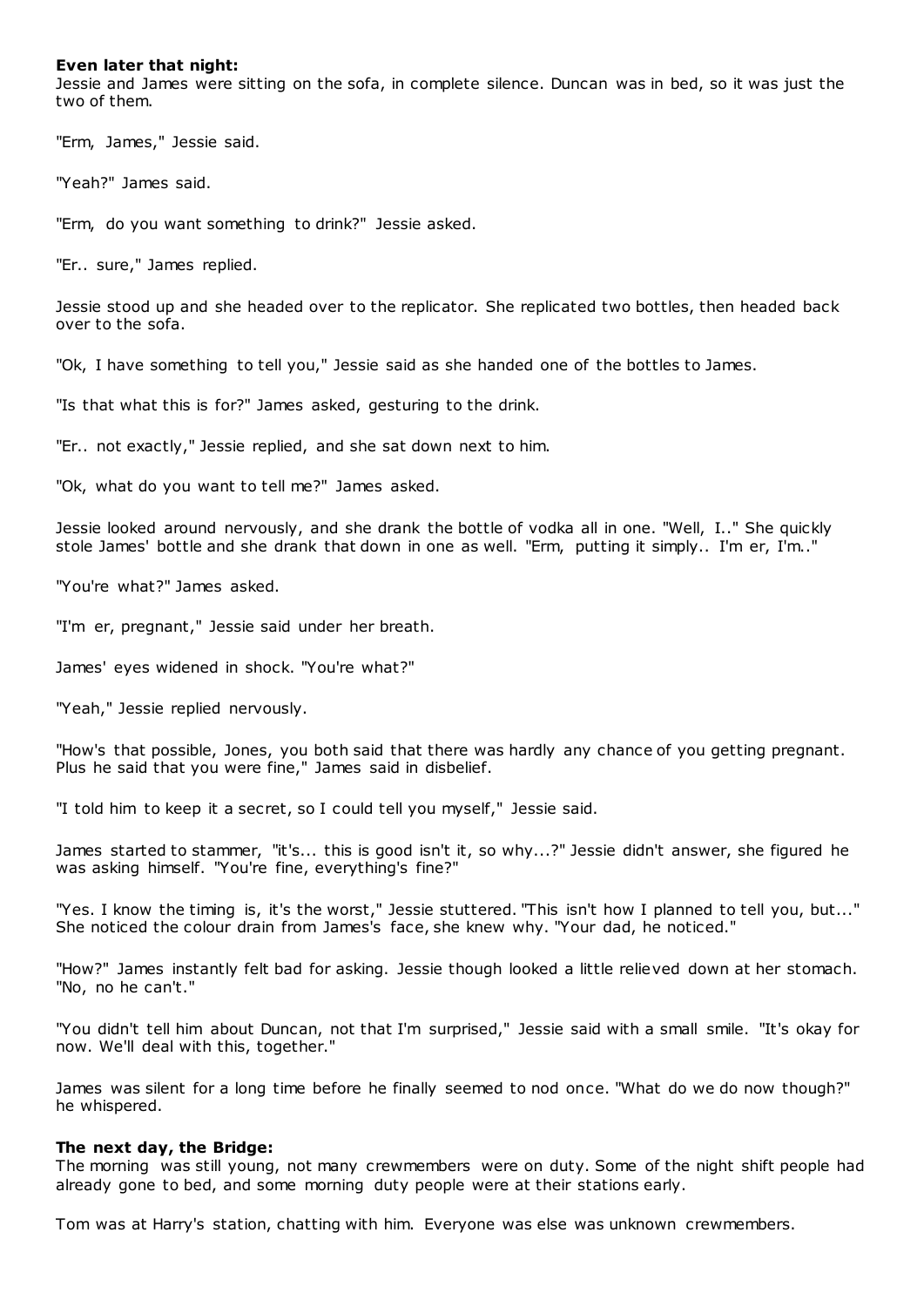**Even later that night:**
Jessie and James were sitting on the sofa, in complete silence. Duncan was in bed, so it was just the two of them.

"Erm, James," Jessie said.

"Yeah?" James said.

"Erm, do you want something to drink?" Jessie asked.

"Er.. sure," James replied.

Jessie stood up and she headed over to the replicator. She replicated two bottles, then headed back over to the sofa.

"Ok, I have something to tell you," Jessie said as she handed one of the bottles to James.

"Is that what this is for?" James asked, gesturing to the drink.

"Er.. not exactly," Jessie replied, and she sat down next to him.

"Ok, what do you want to tell me?" James asked.

Jessie looked around nervously, and she drank the bottle of vodka all in one. "Well, I.." She quickly stole James' bottle and she drank that down in one as well. "Erm, putting it simply.. I'm er, I'm.."

"You're what?" James asked.

"I'm er, pregnant," Jessie said under her breath.

James' eyes widened in shock. "You're what?"

"Yeah," Jessie replied nervously.

"How's that possible, Jones, you both said that there was hardly any chance of you getting pregnant. Plus he said that you were fine," James said in disbelief.

"I told him to keep it a secret, so I could tell you myself," Jessie said.

James started to stammer, "it's... this is good isn't it, so why...?" Jessie didn't answer, she figured he was asking himself. "You're fine, everything's fine?"

"Yes. I know the timing is, it's the worst," Jessie stuttered. "This isn't how I planned to tell you, but..." She noticed the colour drain from James's face, she knew why. "Your dad, he noticed."

"How?" James instantly felt bad for asking. Jessie though looked a little relieved down at her stomach. "No, no he can't."

"You didn't tell him about Duncan, not that I'm surprised," Jessie said with a small smile. "It's okay for now. We'll deal with this, together."

James was silent for a long time before he finally seemed to nod once. "What do we do now though?" he whispered.

**The next day, the Bridge:**
The morning was still young, not many crewmembers were on duty. Some of the night shift people had already gone to bed, and some morning duty people were at their stations early.

Tom was at Harry's station, chatting with him. Everyone was else was unknown crewmembers.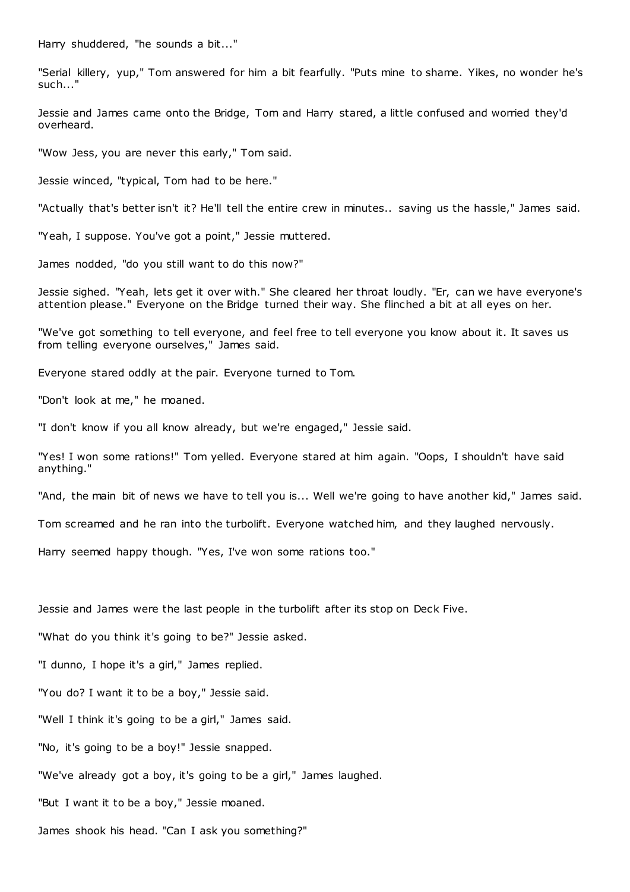Harry shuddered, "he sounds a bit..."

"Serial killery, yup," Tom answered for him a bit fearfully. "Puts mine to shame. Yikes, no wonder he's such..."

Jessie and James came onto the Bridge, Tom and Harry stared, a little confused and worried they'd overheard.

"Wow Jess, you are never this early," Tom said.

Jessie winced, "typical, Tom had to be here."

"Actually that's better isn't it? He'll tell the entire crew in minutes.. saving us the hassle," James said.

"Yeah, I suppose. You've got a point," Jessie muttered.

James nodded, "do you still want to do this now?"

Jessie sighed. "Yeah, lets get it over with." She cleared her throat loudly. "Er, can we have everyone's attention please." Everyone on the Bridge turned their way. She flinched a bit at all eyes on her.

"We've got something to tell everyone, and feel free to tell everyone you know about it. It saves us from telling everyone ourselves," James said.

Everyone stared oddly at the pair. Everyone turned to Tom.

"Don't look at me," he moaned.

"I don't know if you all know already, but we're engaged," Jessie said.

"Yes! I won some rations!" Tom yelled. Everyone stared at him again. "Oops, I shouldn't have said anything."

"And, the main bit of news we have to tell you is... Well we're going to have another kid," James said.

Tom screamed and he ran into the turbolift. Everyone watched him, and they laughed nervously.

Harry seemed happy though. "Yes, I've won some rations too."

Jessie and James were the last people in the turbolift after its stop on Deck Five.

"What do you think it's going to be?" Jessie asked.

"I dunno, I hope it's a girl," James replied.

"You do? I want it to be a boy," Jessie said.

"Well I think it's going to be a girl," James said.

"No, it's going to be a boy!" Jessie snapped.

"We've already got a boy, it's going to be a girl," James laughed.

"But I want it to be a boy," Jessie moaned.

James shook his head. "Can I ask you something?"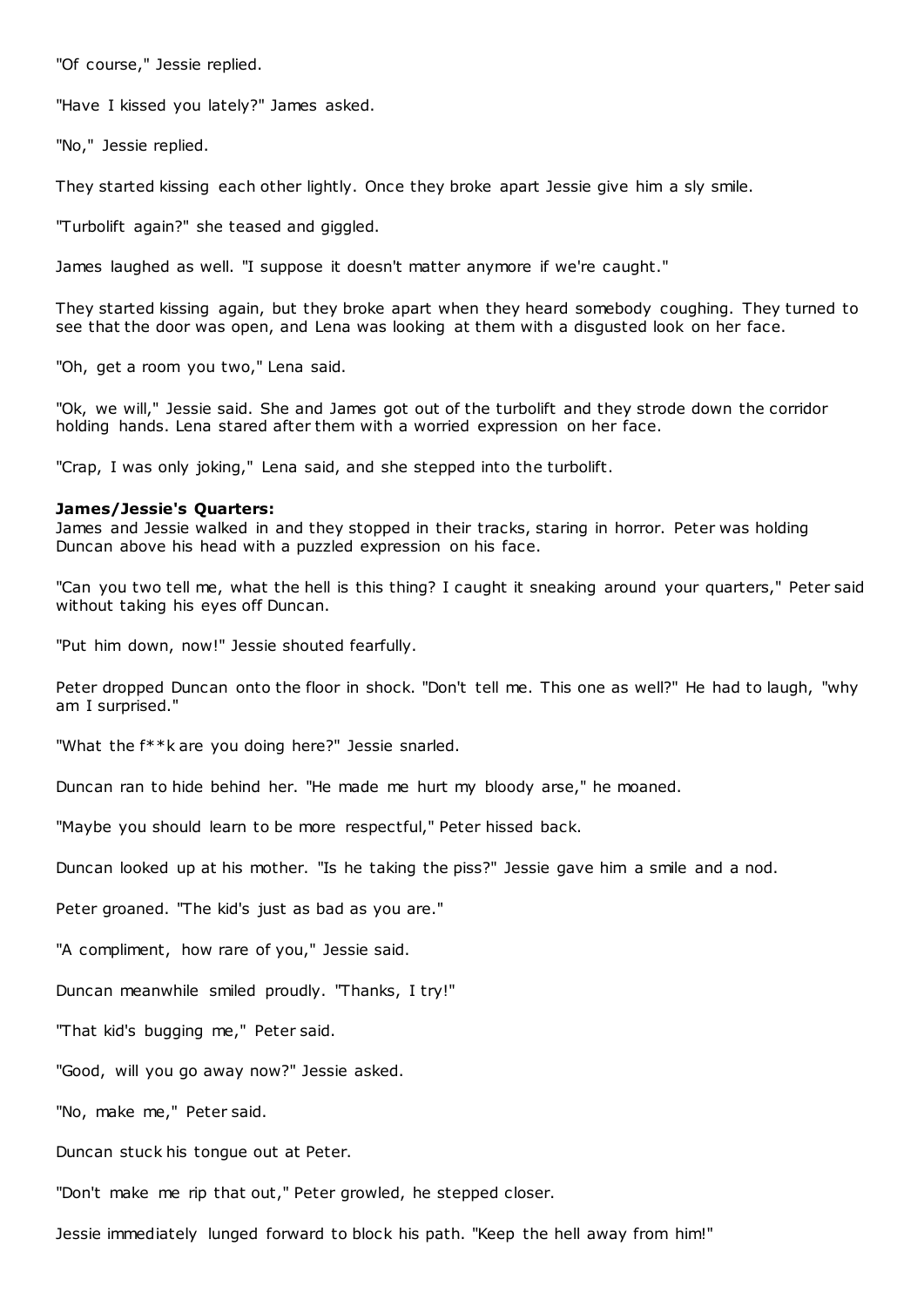"Of course," Jessie replied.

"Have I kissed you lately?" James asked.

"No," Jessie replied.

They started kissing each other lightly. Once they broke apart Jessie give him a sly smile.

"Turbolift again?" she teased and giggled.

James laughed as well. "I suppose it doesn't matter anymore if we're caught."

They started kissing again, but they broke apart when they heard somebody coughing. They turned to see that the door was open, and Lena was looking at them with a disgusted look on her face.

"Oh, get a room you two," Lena said.

"Ok, we will," Jessie said. She and James got out of the turbolift and they strode down the corridor holding hands. Lena stared after them with a worried expression on her face.

"Crap, I was only joking," Lena said, and she stepped into the turbolift.

**James/Jessie's Quarters:**
James and Jessie walked in and they stopped in their tracks, staring in horror. Peter was holding Duncan above his head with a puzzled expression on his face.

"Can you two tell me, what the hell is this thing? I caught it sneaking around your quarters," Peter said without taking his eyes off Duncan.

"Put him down, now!" Jessie shouted fearfully.

Peter dropped Duncan onto the floor in shock. "Don't tell me. This one as well?" He had to laugh, "why am I surprised."

"What the f**k are you doing here?" Jessie snarled.

Duncan ran to hide behind her. "He made me hurt my bloody arse," he moaned.

"Maybe you should learn to be more respectful," Peter hissed back.

Duncan looked up at his mother. "Is he taking the piss?" Jessie gave him a smile and a nod.

Peter groaned. "The kid's just as bad as you are."

"A compliment, how rare of you," Jessie said.

Duncan meanwhile smiled proudly. "Thanks, I try!"

"That kid's bugging me," Peter said.

"Good, will you go away now?" Jessie asked.

"No, make me," Peter said.

Duncan stuck his tongue out at Peter.

"Don't make me rip that out," Peter growled, he stepped closer.

Jessie immediately lunged forward to block his path. "Keep the hell away from him!"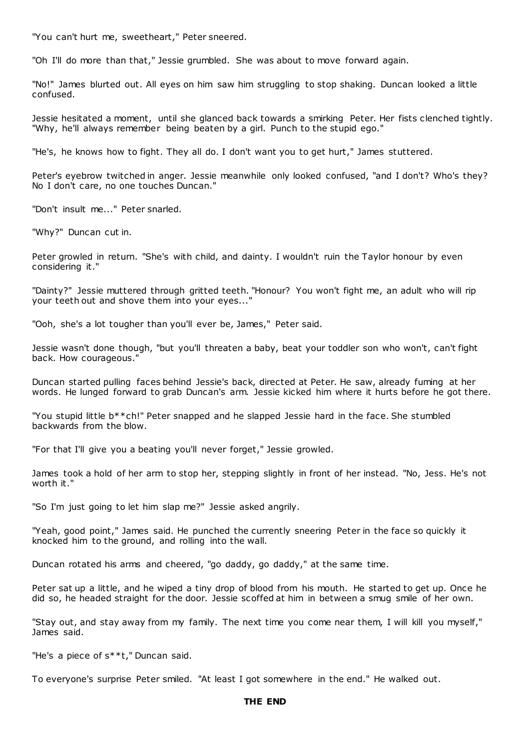"You can't hurt me, sweetheart," Peter sneered.

"Oh I'll do more than that," Jessie grumbled. She was about to move forward again.

"No!" James blurted out. All eyes on him saw him struggling to stop shaking. Duncan looked a little confused.

Jessie hesitated a moment, until she glanced back towards a smirking Peter. Her fists clenched tightly. "Why, he'll always remember being beaten by a girl. Punch to the stupid ego."

"He's, he knows how to fight. They all do. I don't want you to get hurt," James stuttered.

Peter's eyebrow twitched in anger. Jessie meanwhile only looked confused, "and I don't? Who's they? No I don't care, no one touches Duncan."

"Don't insult me..." Peter snarled.

"Why?" Duncan cut in.

Peter growled in return. "She's with child, and dainty. I wouldn't ruin the Taylor honour by even considering it."

"Dainty?" Jessie muttered through gritted teeth. "Honour? You won't fight me, an adult who will rip your teeth out and shove them into your eyes..."

"Ooh, she's a lot tougher than you'll ever be, James," Peter said.

Jessie wasn't done though, "but you'll threaten a baby, beat your toddler son who won't, can't fight back. How courageous."

Duncan started pulling faces behind Jessie's back, directed at Peter. He saw, already fuming at her words. He lunged forward to grab Duncan's arm. Jessie kicked him where it hurts before he got there.

"You stupid little b**ch!" Peter snapped and he slapped Jessie hard in the face. She stumbled backwards from the blow.

"For that I'll give you a beating you'll never forget," Jessie growled.

James took a hold of her arm to stop her, stepping slightly in front of her instead. "No, Jess. He's not worth it."

"So I'm just going to let him slap me?" Jessie asked angrily.

"Yeah, good point," James said. He punched the currently sneering Peter in the face so quickly it knocked him to the ground, and rolling into the wall.

Duncan rotated his arms and cheered, "go daddy, go daddy," at the same time.

Peter sat up a little, and he wiped a tiny drop of blood from his mouth. He started to get up. Once he did so, he headed straight for the door. Jessie scoffed at him in between a smug smile of her own.

"Stay out, and stay away from my family. The next time you come near them, I will kill you myself," James said.

"He's a piece of s**t," Duncan said.

To everyone's surprise Peter smiled. "At least I got somewhere in the end." He walked out.

**THE END**